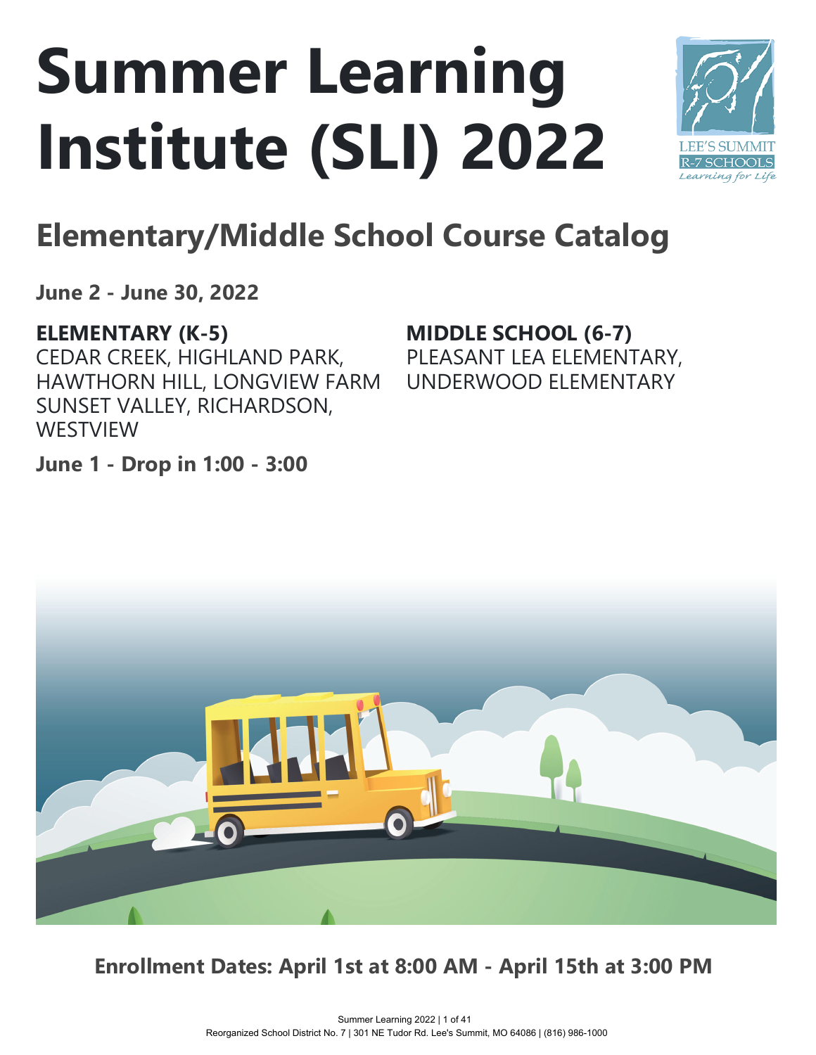# Summer Learning Institute (SLI) 2022

## Elementary/Middle School Course Catalog

**June 2 - June 30, 2022**

**ELEMENTARY (K-5)**
CEDAR CREEK, HIGHLAND PARK, HAWTHORN HILL, LONGVIEW FARM SUNSET VALLEY, RICHARDSON, WESTVIEW

**MIDDLE SCHOOL (6-7)**
PLEASANT LEA ELEMENTARY, UNDERWOOD ELEMENTARY

**June 1 - Drop in 1:00 - 3:00**

**Enrollment Dates: April 1st at 8:00 AM - April 15th at 3:00 PM**

Reorganized School District No. 7 | 301 NE Tudor Rd. Lee's Summit, MO 64086 | (816) 986-1000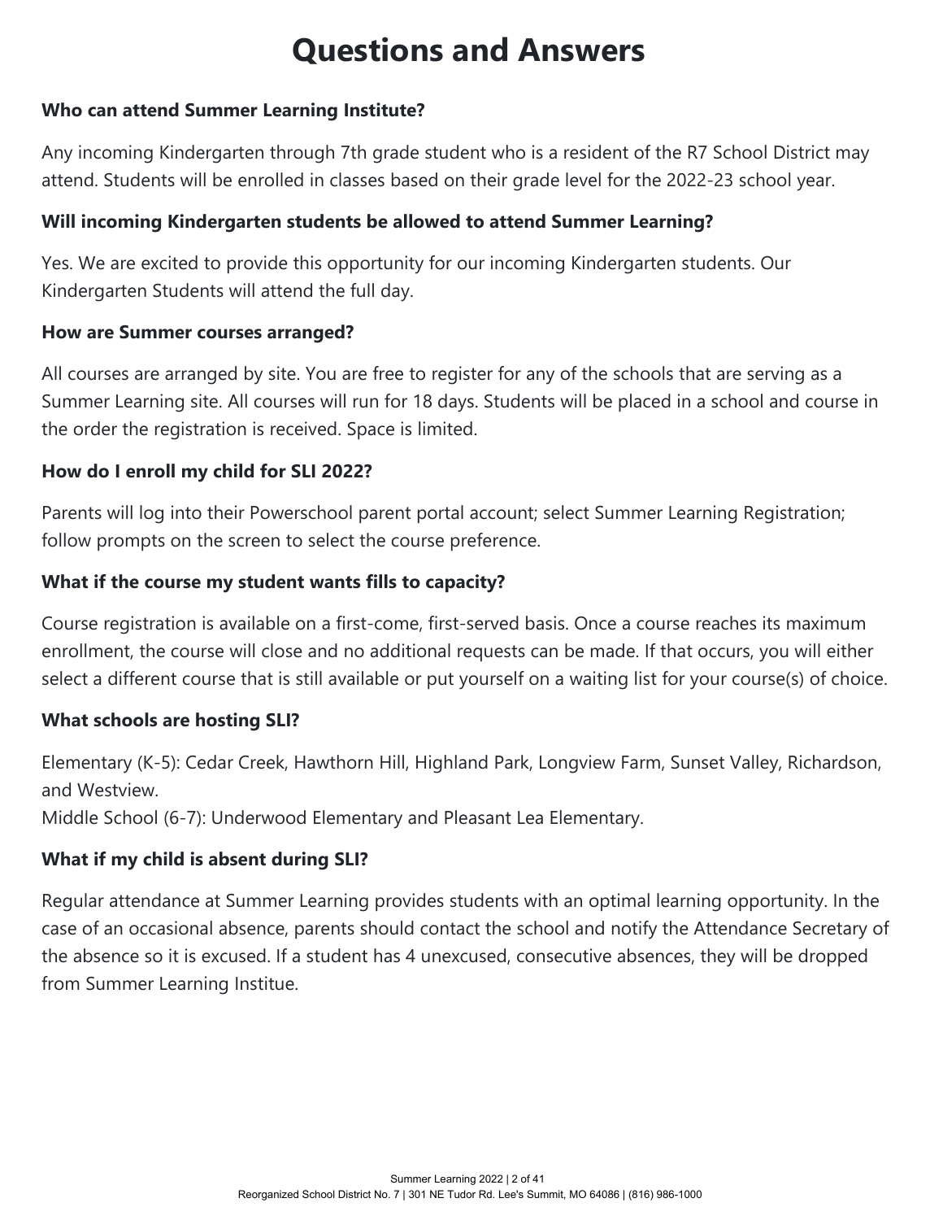# Questions and Answers

**Who can attend Summer Learning Institute?**

Any incoming Kindergarten through 7th grade student who is a resident of the R7 School District may attend. Students will be enrolled in classes based on their grade level for the 2022-23 school year.

**Will incoming Kindergarten students be allowed to attend Summer Learning?**

Yes. We are excited to provide this opportunity for our incoming Kindergarten students. Our Kindergarten Students will attend the full day.

**How are Summer courses arranged?**

All courses are arranged by site. You are free to register for any of the schools that are serving as a Summer Learning site. All courses will run for 18 days. Students will be placed in a school and course in the order the registration is received. Space is limited.

**How do I enroll my child for SLI 2022?**

Parents will log into their Powerschool parent portal account; select Summer Learning Registration; follow prompts on the screen to select the course preference.

**What if the course my student wants fills to capacity?**

Course registration is available on a first-come, first-served basis. Once a course reaches its maximum enrollment, the course will close and no additional requests can be made. If that occurs, you will either select a different course that is still available or put yourself on a waiting list for your course(s) of choice.

**What schools are hosting SLI?**

Elementary (K-5): Cedar Creek, Hawthorn Hill, Highland Park, Longview Farm, Sunset Valley, Richardson, and Westview.
Middle School (6-7): Underwood Elementary and Pleasant Lea Elementary.

**What if my child is absent during SLI?**

Regular attendance at Summer Learning provides students with an optimal learning opportunity. In the case of an occasional absence, parents should contact the school and notify the Attendance Secretary of the absence so it is excused. If a student has 4 unexcused, consecutive absences, they will be dropped from Summer Learning Institue.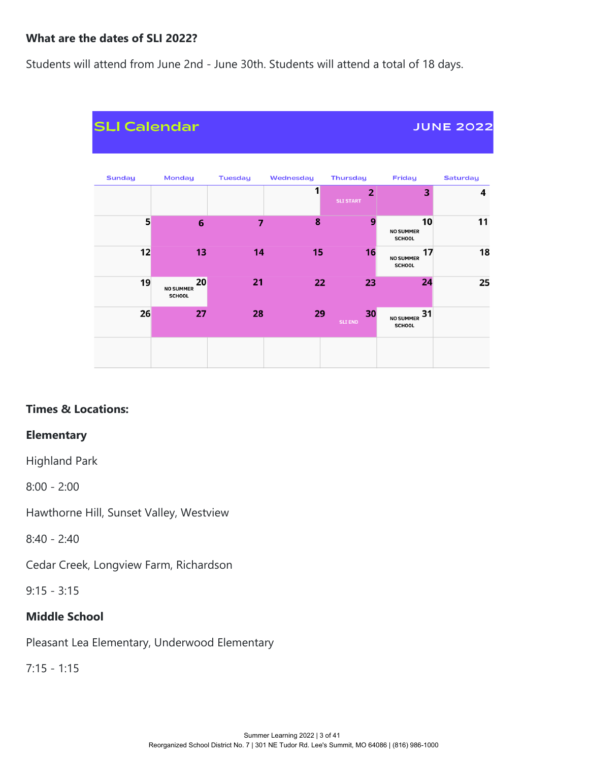**What are the dates of SLI 2022?**

Students will attend from June 2nd - June 30th. Students will attend a total of 18 days.

**SLI Calendar** — **JUNE 2022**

| Sunday | Monday | Tuesday | Wednesday | Thursday | Friday | Saturday |
|---|---|---|---|---|---|---|
| | | | 1 | 2 SLI START | 3 | 4 |
| 5 | 6 | 7 | 8 | 9 | 10 NO SUMMER SCHOOL | 11 |
| 12 | 13 | 14 | 15 | 16 | 17 NO SUMMER SCHOOL | 18 |
| 19 | 20 NO SUMMER SCHOOL | 21 | 22 | 23 | 24 | 25 |
| 26 | 27 | 28 | 29 | 30 SLI END | 31 NO SUMMER SCHOOL | |
| | | | | | | |

**Times & Locations:**

**Elementary**

Highland Park

8:00 - 2:00

Hawthorne Hill, Sunset Valley, Westview

8:40 - 2:40

Cedar Creek, Longview Farm, Richardson

9:15 - 3:15

**Middle School**

Pleasant Lea Elementary, Underwood Elementary

7:15 - 1:15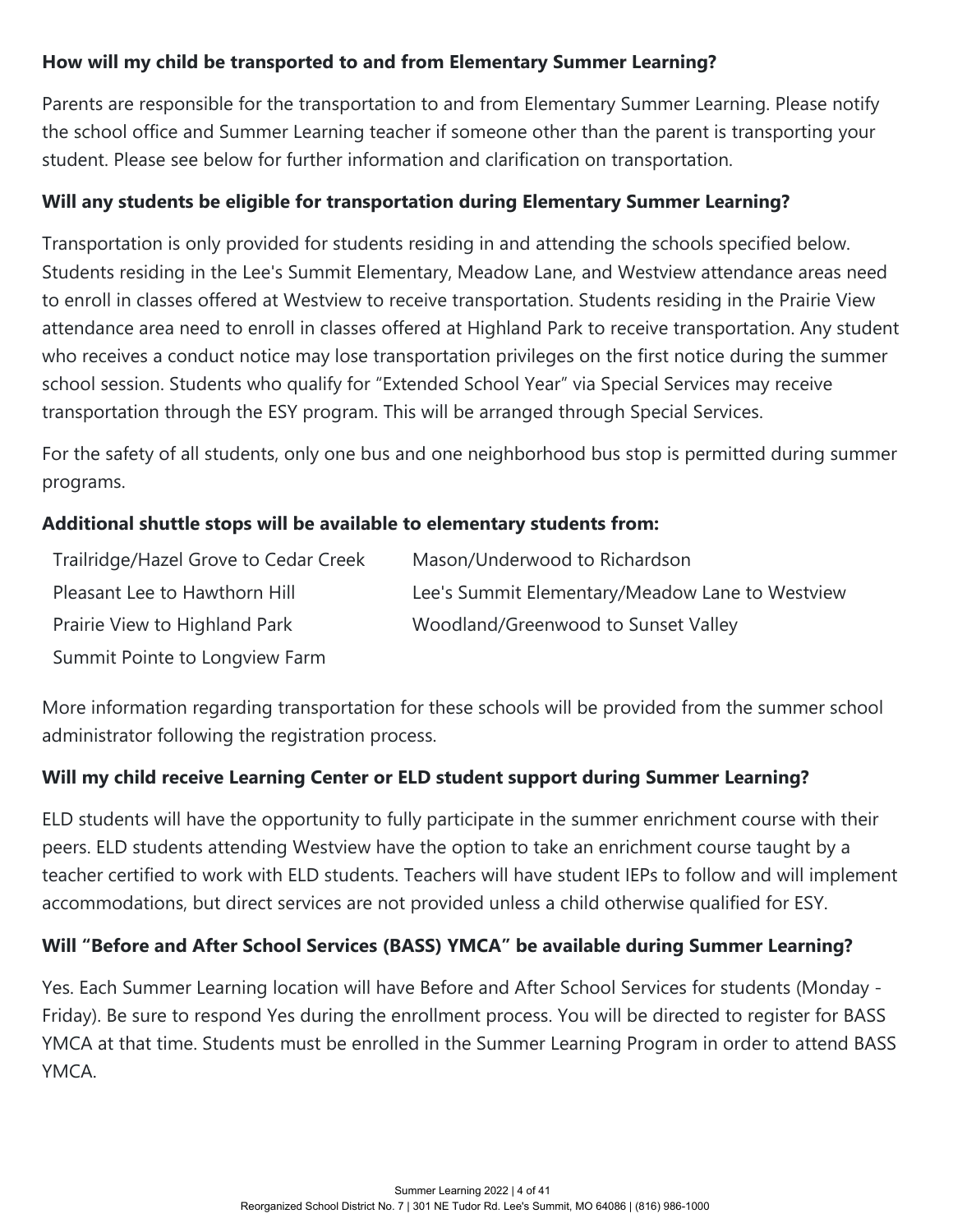**How will my child be transported to and from Elementary Summer Learning?**

Parents are responsible for the transportation to and from Elementary Summer Learning. Please notify the school office and Summer Learning teacher if someone other than the parent is transporting your student. Please see below for further information and clarification on transportation.

**Will any students be eligible for transportation during Elementary Summer Learning?**

Transportation is only provided for students residing in and attending the schools specified below. Students residing in the Lee's Summit Elementary, Meadow Lane, and Westview attendance areas need to enroll in classes offered at Westview to receive transportation. Students residing in the Prairie View attendance area need to enroll in classes offered at Highland Park to receive transportation. Any student who receives a conduct notice may lose transportation privileges on the first notice during the summer school session. Students who qualify for "Extended School Year" via Special Services may receive transportation through the ESY program. This will be arranged through Special Services.

For the safety of all students, only one bus and one neighborhood bus stop is permitted during summer programs.

**Additional shuttle stops will be available to elementary students from:**

- Trailridge/Hazel Grove to Cedar Creek
- Pleasant Lee to Hawthorn Hill
- Prairie View to Highland Park
- Summit Pointe to Longview Farm
- Mason/Underwood to Richardson
- Lee's Summit Elementary/Meadow Lane to Westview
- Woodland/Greenwood to Sunset Valley

More information regarding transportation for these schools will be provided from the summer school administrator following the registration process.

**Will my child receive Learning Center or ELD student support during Summer Learning?**

ELD students will have the opportunity to fully participate in the summer enrichment course with their peers. ELD students attending Westview have the option to take an enrichment course taught by a teacher certified to work with ELD students. Teachers will have student IEPs to follow and will implement accommodations, but direct services are not provided unless a child otherwise qualified for ESY.

**Will "Before and After School Services (BASS) YMCA" be available during Summer Learning?**

Yes. Each Summer Learning location will have Before and After School Services for students (Monday - Friday). Be sure to respond Yes during the enrollment process. You will be directed to register for BASS YMCA at that time. Students must be enrolled in the Summer Learning Program in order to attend BASS YMCA.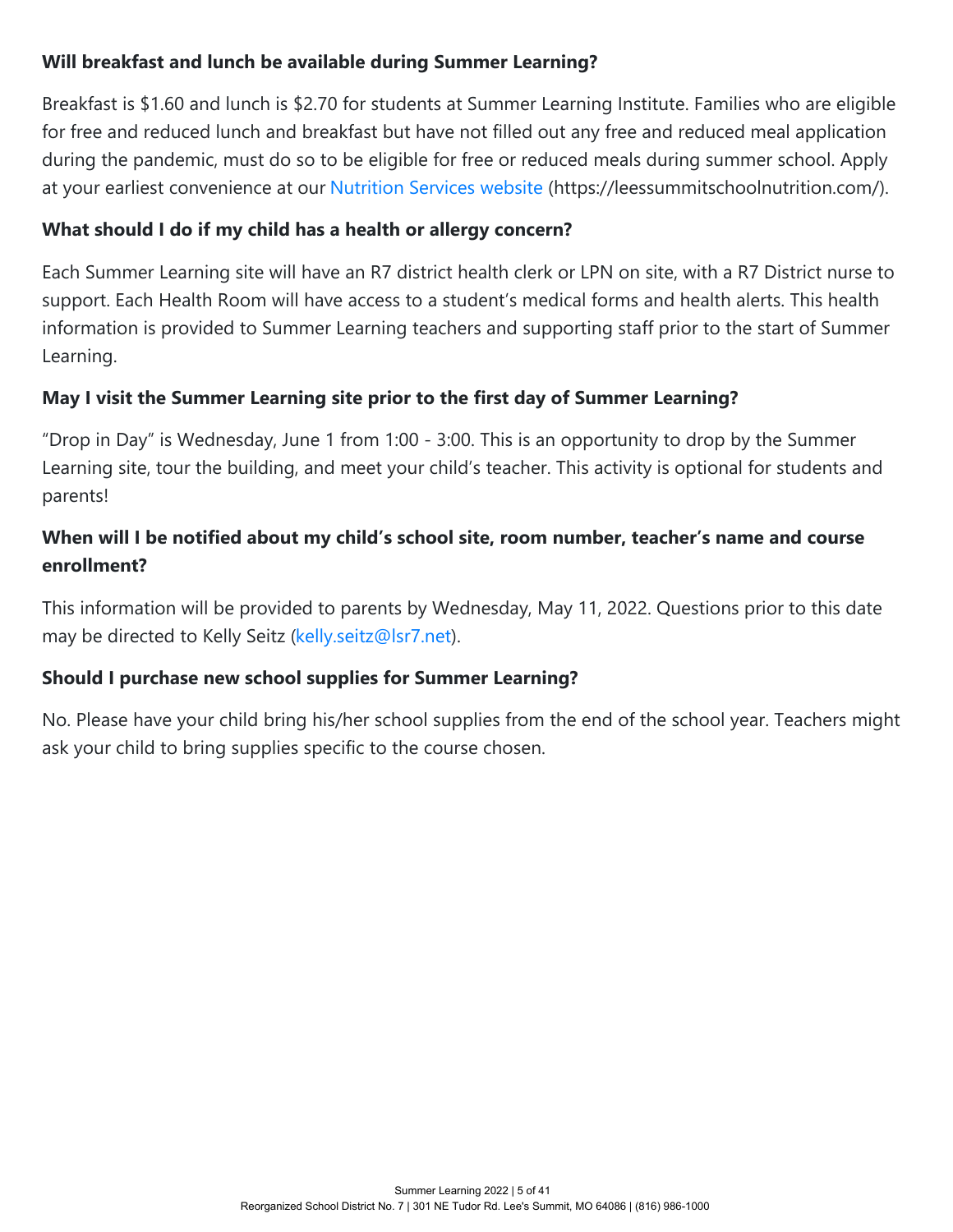**Will breakfast and lunch be available during Summer Learning?**

Breakfast is $1.60 and lunch is $2.70 for students at Summer Learning Institute. Families who are eligible for free and reduced lunch and breakfast but have not filled out any free and reduced meal application during the pandemic, must do so to be eligible for free or reduced meals during summer school. Apply at your earliest convenience at our Nutrition Services website (https://leessummitschoolnutrition.com/).

**What should I do if my child has a health or allergy concern?**

Each Summer Learning site will have an R7 district health clerk or LPN on site, with a R7 District nurse to support. Each Health Room will have access to a student's medical forms and health alerts. This health information is provided to Summer Learning teachers and supporting staff prior to the start of Summer Learning.

**May I visit the Summer Learning site prior to the first day of Summer Learning?**

"Drop in Day" is Wednesday, June 1 from 1:00 - 3:00. This is an opportunity to drop by the Summer Learning site, tour the building, and meet your child's teacher. This activity is optional for students and parents!

**When will I be notified about my child's school site, room number, teacher's name and course enrollment?**

This information will be provided to parents by Wednesday, May 11, 2022. Questions prior to this date may be directed to Kelly Seitz (kelly.seitz@lsr7.net).

**Should I purchase new school supplies for Summer Learning?**

No. Please have your child bring his/her school supplies from the end of the school year. Teachers might ask your child to bring supplies specific to the course chosen.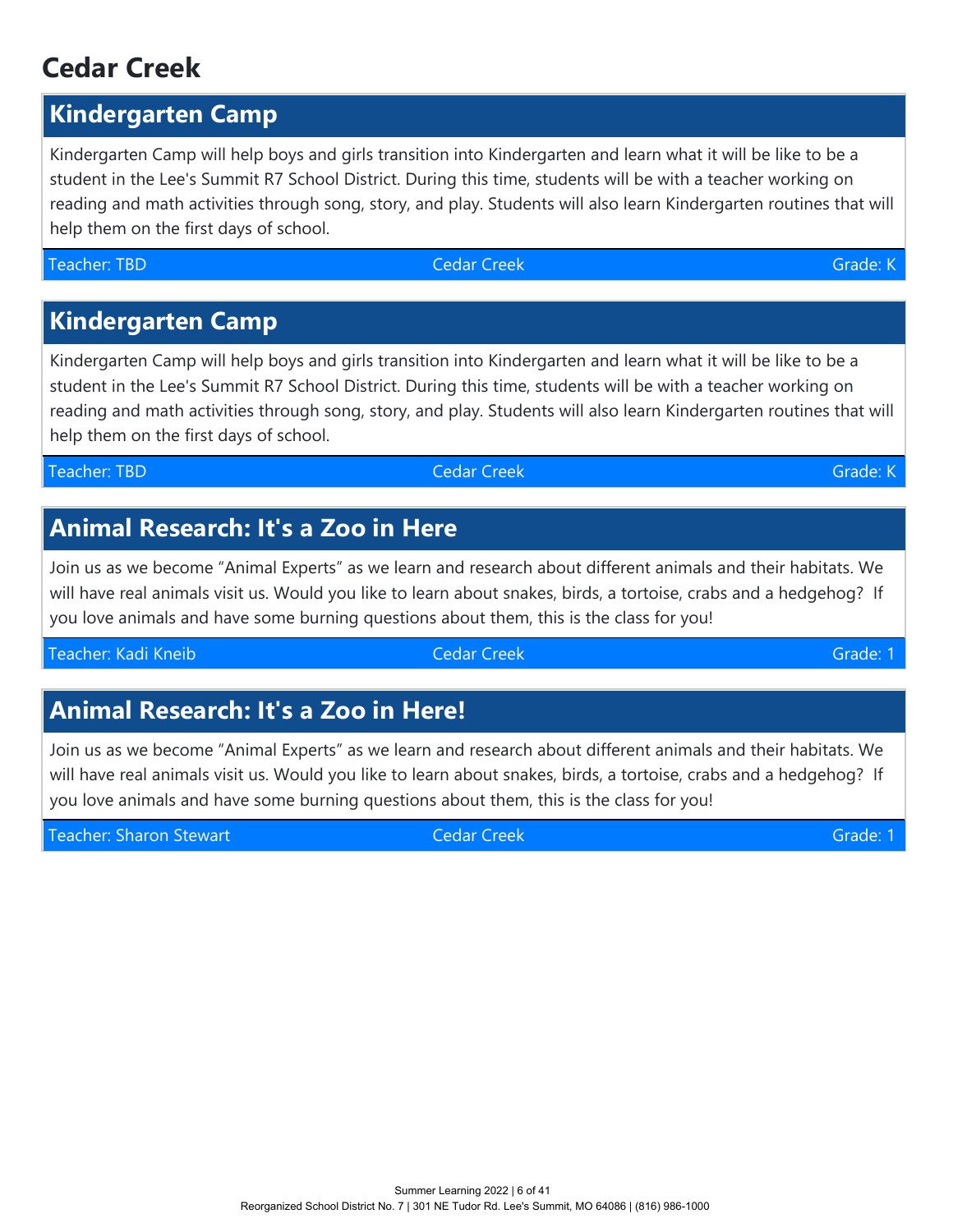# Cedar Creek

## Kindergarten Camp

Kindergarten Camp will help boys and girls transition into Kindergarten and learn what it will be like to be a student in the Lee's Summit R7 School District. During this time, students will be with a teacher working on reading and math activities through song, story, and play. Students will also learn Kindergarten routines that will help them on the first days of school.

Teacher: TBD | Cedar Creek | Grade: K

## Kindergarten Camp

Kindergarten Camp will help boys and girls transition into Kindergarten and learn what it will be like to be a student in the Lee's Summit R7 School District. During this time, students will be with a teacher working on reading and math activities through song, story, and play. Students will also learn Kindergarten routines that will help them on the first days of school.

Teacher: TBD | Cedar Creek | Grade: K

## Animal Research: It's a Zoo in Here

Join us as we become "Animal Experts" as we learn and research about different animals and their habitats. We will have real animals visit us. Would you like to learn about snakes, birds, a tortoise, crabs and a hedgehog? If you love animals and have some burning questions about them, this is the class for you!

Teacher: Kadi Kneib | Cedar Creek | Grade: 1

## Animal Research: It's a Zoo in Here!

Join us as we become "Animal Experts" as we learn and research about different animals and their habitats. We will have real animals visit us. Would you like to learn about snakes, birds, a tortoise, crabs and a hedgehog? If you love animals and have some burning questions about them, this is the class for you!

Teacher: Sharon Stewart | Cedar Creek | Grade: 1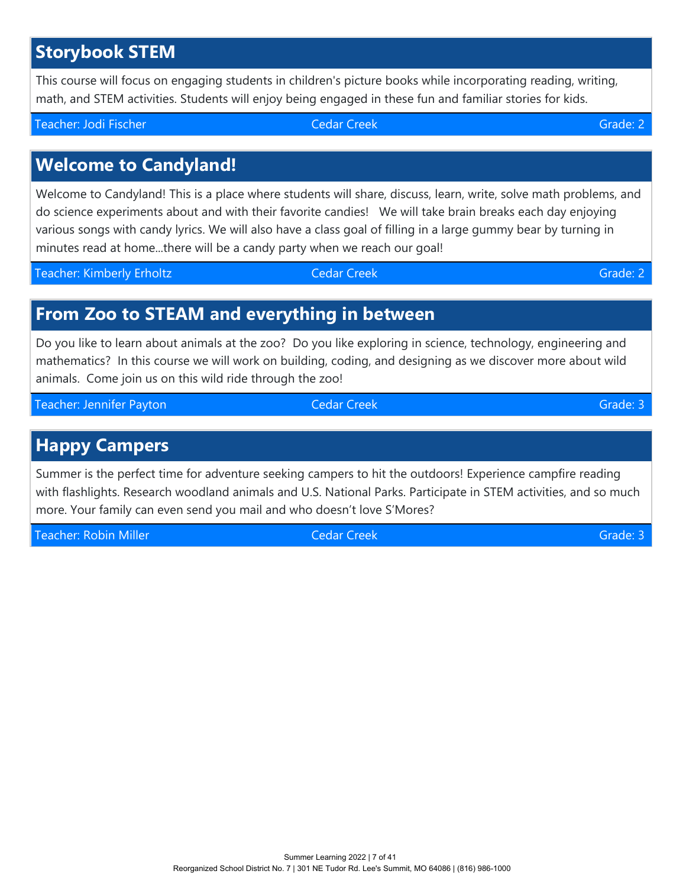## Storybook STEM

This course will focus on engaging students in children's picture books while incorporating reading, writing, math, and STEM activities. Students will enjoy being engaged in these fun and familiar stories for kids.

Teacher: Jodi Fischer | Cedar Creek | Grade: 2

## Welcome to Candyland!

Welcome to Candyland! This is a place where students will share, discuss, learn, write, solve math problems, and do science experiments about and with their favorite candies! We will take brain breaks each day enjoying various songs with candy lyrics. We will also have a class goal of filling in a large gummy bear by turning in minutes read at home...there will be a candy party when we reach our goal!

Teacher: Kimberly Erholtz | Cedar Creek | Grade: 2

## From Zoo to STEAM and everything in between

Do you like to learn about animals at the zoo? Do you like exploring in science, technology, engineering and mathematics? In this course we will work on building, coding, and designing as we discover more about wild animals. Come join us on this wild ride through the zoo!

Teacher: Jennifer Payton | Cedar Creek | Grade: 3

## Happy Campers

Summer is the perfect time for adventure seeking campers to hit the outdoors! Experience campfire reading with flashlights. Research woodland animals and U.S. National Parks. Participate in STEM activities, and so much more. Your family can even send you mail and who doesn't love S'Mores?

Teacher: Robin Miller | Cedar Creek | Grade: 3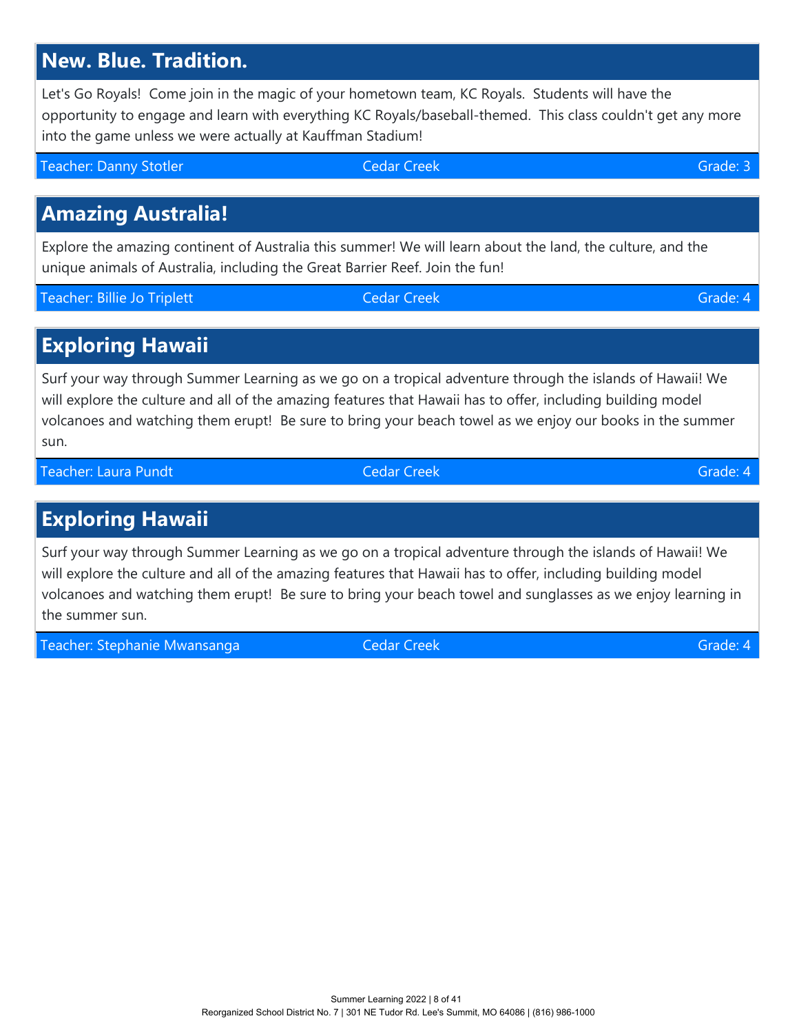## New. Blue. Tradition.

Let's Go Royals!  Come join in the magic of your hometown team, KC Royals.  Students will have the opportunity to engage and learn with everything KC Royals/baseball-themed.  This class couldn't get any more into the game unless we were actually at Kauffman Stadium!

Teacher: Danny Stotler | Cedar Creek | Grade: 3

## Amazing Australia!

Explore the amazing continent of Australia this summer! We will learn about the land, the culture, and the unique animals of Australia, including the Great Barrier Reef. Join the fun!

Teacher: Billie Jo Triplett | Cedar Creek | Grade: 4

## Exploring Hawaii

Surf your way through Summer Learning as we go on a tropical adventure through the islands of Hawaii! We will explore the culture and all of the amazing features that Hawaii has to offer, including building model volcanoes and watching them erupt!  Be sure to bring your beach towel as we enjoy our books in the summer sun.

Teacher: Laura Pundt | Cedar Creek | Grade: 4

## Exploring Hawaii

Surf your way through Summer Learning as we go on a tropical adventure through the islands of Hawaii! We will explore the culture and all of the amazing features that Hawaii has to offer, including building model volcanoes and watching them erupt!  Be sure to bring your beach towel and sunglasses as we enjoy learning in the summer sun.

Teacher: Stephanie Mwansanga | Cedar Creek | Grade: 4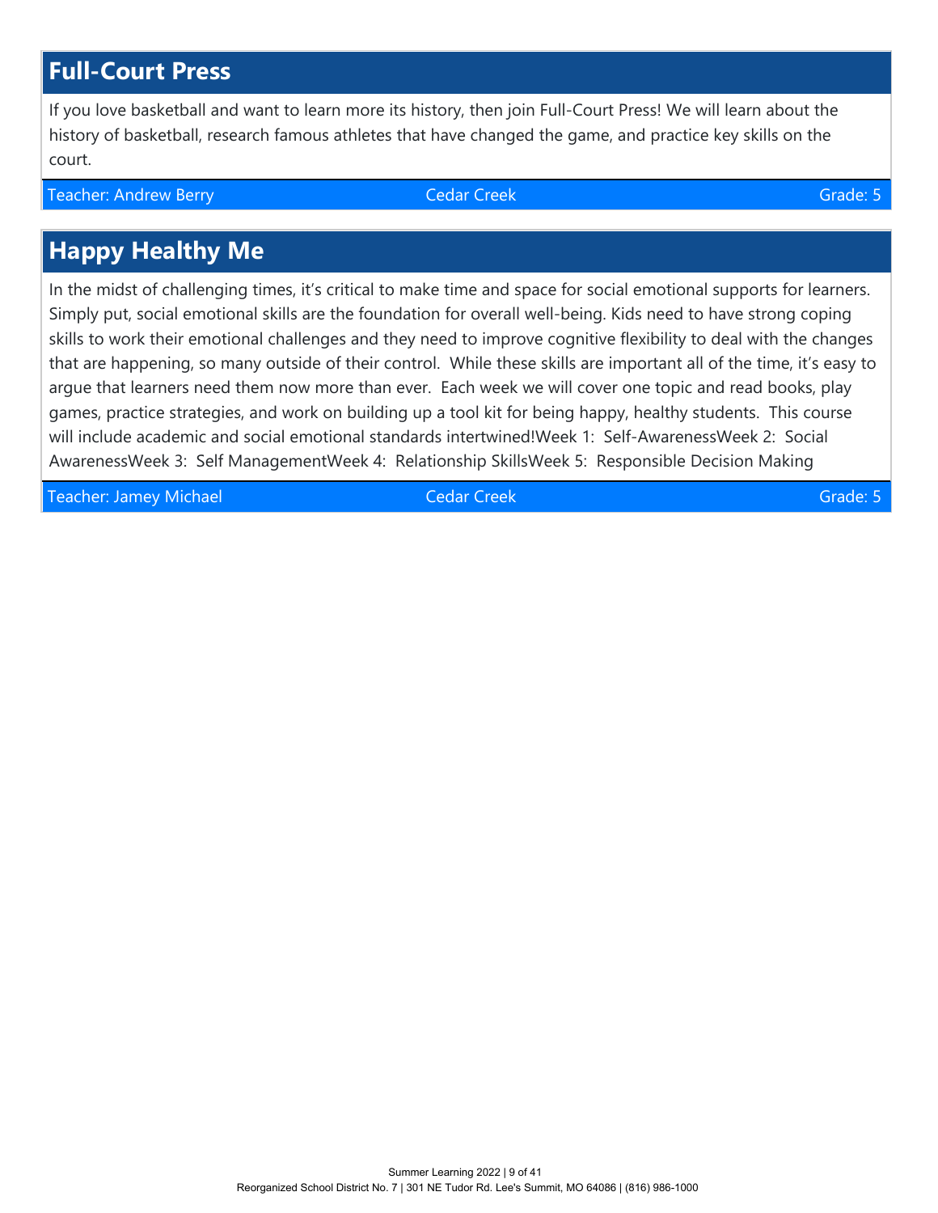## Full-Court Press

If you love basketball and want to learn more its history, then join Full-Court Press! We will learn about the history of basketball, research famous athletes that have changed the game, and practice key skills on the court.

Teacher: Andrew Berry | Cedar Creek | Grade: 5

## Happy Healthy Me

In the midst of challenging times, it's critical to make time and space for social emotional supports for learners. Simply put, social emotional skills are the foundation for overall well-being. Kids need to have strong coping skills to work their emotional challenges and they need to improve cognitive flexibility to deal with the changes that are happening, so many outside of their control. While these skills are important all of the time, it's easy to argue that learners need them now more than ever. Each week we will cover one topic and read books, play games, practice strategies, and work on building up a tool kit for being happy, healthy students. This course will include academic and social emotional standards intertwined!Week 1: Self-AwarenessWeek 2: Social AwarenessWeek 3: Self ManagementWeek 4: Relationship SkillsWeek 5: Responsible Decision Making

Teacher: Jamey Michael | Cedar Creek | Grade: 5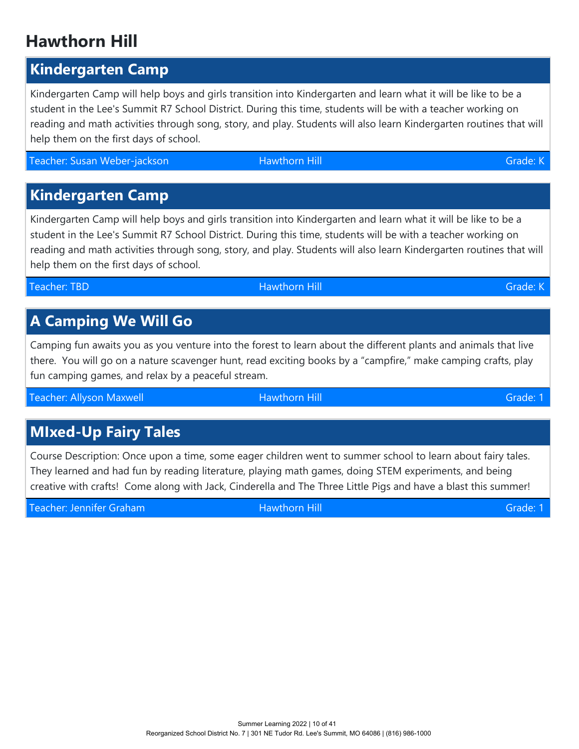# Hawthorn Hill

## Kindergarten Camp

Kindergarten Camp will help boys and girls transition into Kindergarten and learn what it will be like to be a student in the Lee's Summit R7 School District. During this time, students will be with a teacher working on reading and math activities through song, story, and play. Students will also learn Kindergarten routines that will help them on the first days of school.

Teacher: Susan Weber-jackson | Hawthorn Hill | Grade: K

## Kindergarten Camp

Kindergarten Camp will help boys and girls transition into Kindergarten and learn what it will be like to be a student in the Lee's Summit R7 School District. During this time, students will be with a teacher working on reading and math activities through song, story, and play. Students will also learn Kindergarten routines that will help them on the first days of school.

Teacher: TBD | Hawthorn Hill | Grade: K

## A Camping We Will Go

Camping fun awaits you as you venture into the forest to learn about the different plants and animals that live there. You will go on a nature scavenger hunt, read exciting books by a "campfire," make camping crafts, play fun camping games, and relax by a peaceful stream.

Teacher: Allyson Maxwell | Hawthorn Hill | Grade: 1

## MIxed-Up Fairy Tales

Course Description: Once upon a time, some eager children went to summer school to learn about fairy tales. They learned and had fun by reading literature, playing math games, doing STEM experiments, and being creative with crafts! Come along with Jack, Cinderella and The Three Little Pigs and have a blast this summer!

Teacher: Jennifer Graham | Hawthorn Hill | Grade: 1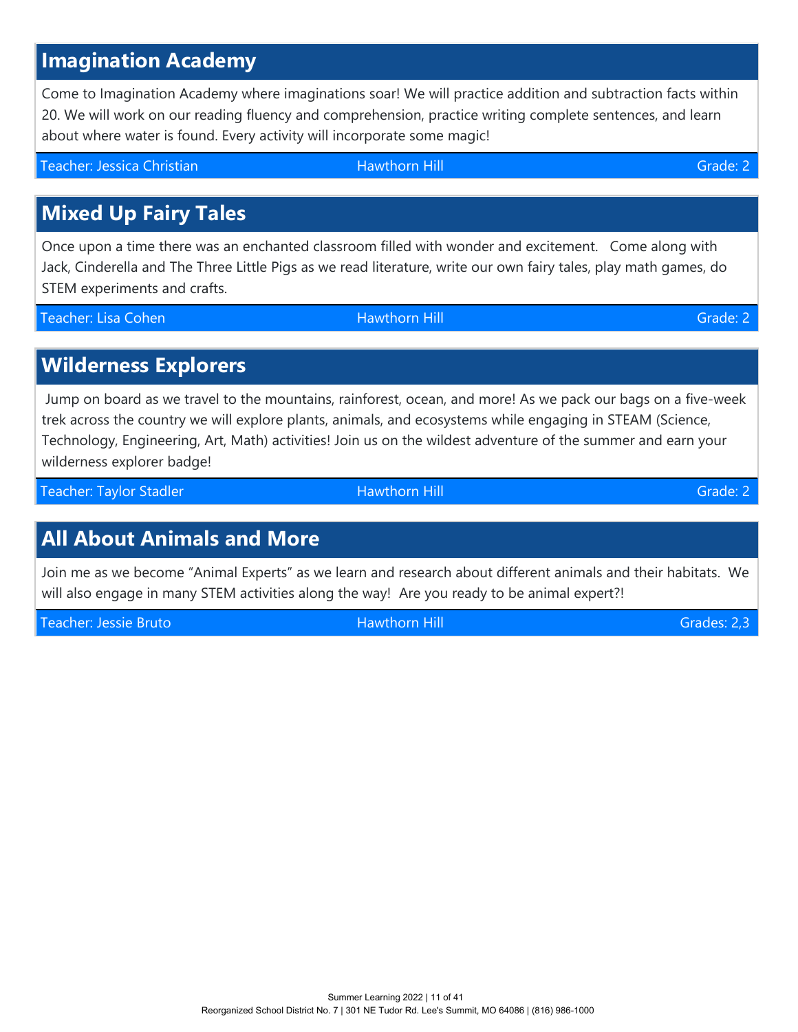## Imagination Academy

Come to Imagination Academy where imaginations soar! We will practice addition and subtraction facts within 20. We will work on our reading fluency and comprehension, practice writing complete sentences, and learn about where water is found. Every activity will incorporate some magic!

| Teacher: Jessica Christian | Hawthorn Hill | Grade: 2 |
|---|---|---|

## Mixed Up Fairy Tales

Once upon a time there was an enchanted classroom filled with wonder and excitement. Come along with Jack, Cinderella and The Three Little Pigs as we read literature, write our own fairy tales, play math games, do STEM experiments and crafts.

| Teacher: Lisa Cohen | Hawthorn Hill | Grade: 2 |
|---|---|---|

## Wilderness Explorers

Jump on board as we travel to the mountains, rainforest, ocean, and more! As we pack our bags on a five-week trek across the country we will explore plants, animals, and ecosystems while engaging in STEAM (Science, Technology, Engineering, Art, Math) activities! Join us on the wildest adventure of the summer and earn your wilderness explorer badge!

| Teacher: Taylor Stadler | Hawthorn Hill | Grade: 2 |
|---|---|---|

## All About Animals and More

Join me as we become "Animal Experts" as we learn and research about different animals and their habitats. We will also engage in many STEM activities along the way! Are you ready to be animal expert?!

| Teacher: Jessie Bruto | Hawthorn Hill | Grades: 2,3 |
|---|---|---|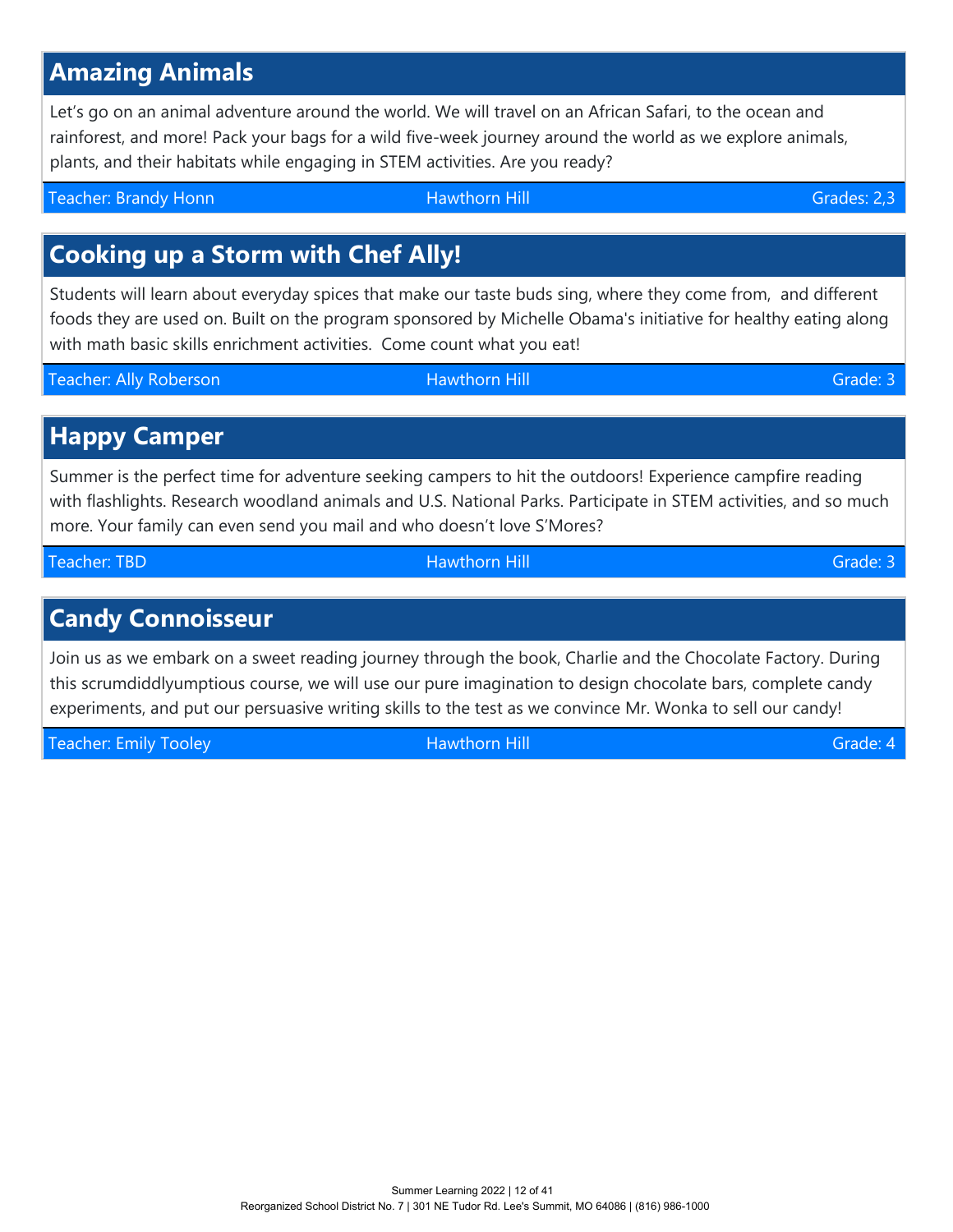## Amazing Animals

Let's go on an animal adventure around the world. We will travel on an African Safari, to the ocean and rainforest, and more! Pack your bags for a wild five-week journey around the world as we explore animals, plants, and their habitats while engaging in STEM activities. Are you ready?

Teacher: Brandy Honn | Hawthorn Hill | Grades: 2,3

## Cooking up a Storm with Chef Ally!

Students will learn about everyday spices that make our taste buds sing, where they come from, and different foods they are used on. Built on the program sponsored by Michelle Obama's initiative for healthy eating along with math basic skills enrichment activities. Come count what you eat!

Teacher: Ally Roberson | Hawthorn Hill | Grade: 3

## Happy Camper

Summer is the perfect time for adventure seeking campers to hit the outdoors! Experience campfire reading with flashlights. Research woodland animals and U.S. National Parks. Participate in STEM activities, and so much more. Your family can even send you mail and who doesn't love S'Mores?

Teacher: TBD | Hawthorn Hill | Grade: 3

## Candy Connoisseur

Join us as we embark on a sweet reading journey through the book, Charlie and the Chocolate Factory. During this scrumdiddlyumptious course, we will use our pure imagination to design chocolate bars, complete candy experiments, and put our persuasive writing skills to the test as we convince Mr. Wonka to sell our candy!

Teacher: Emily Tooley | Hawthorn Hill | Grade: 4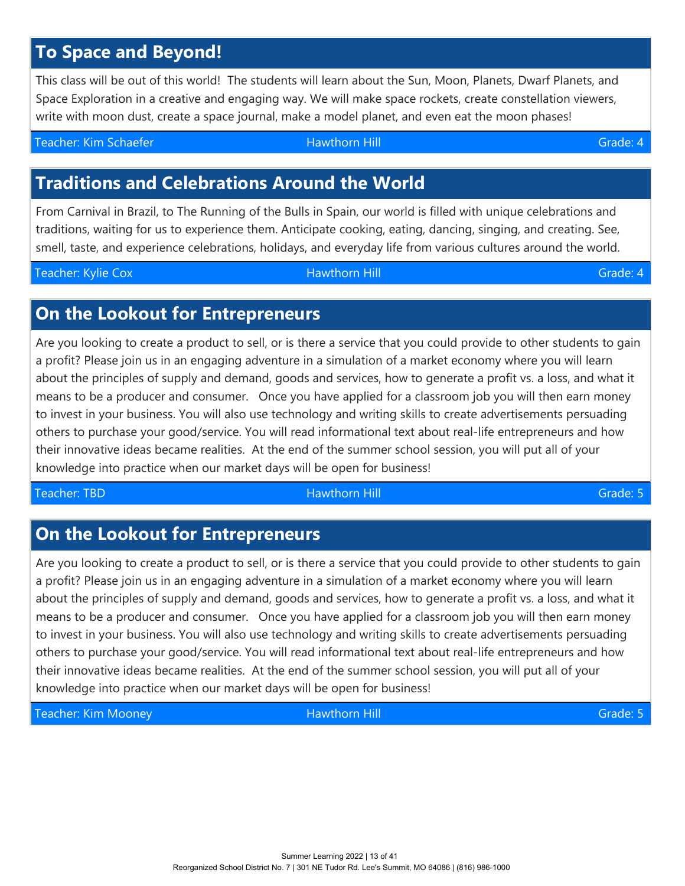## To Space and Beyond!

This class will be out of this world! The students will learn about the Sun, Moon, Planets, Dwarf Planets, and Space Exploration in a creative and engaging way. We will make space rockets, create constellation viewers, write with moon dust, create a space journal, make a model planet, and even eat the moon phases!

Teacher: Kim Schaefer | Hawthorn Hill | Grade: 4

## Traditions and Celebrations Around the World

From Carnival in Brazil, to The Running of the Bulls in Spain, our world is filled with unique celebrations and traditions, waiting for us to experience them. Anticipate cooking, eating, dancing, singing, and creating. See, smell, taste, and experience celebrations, holidays, and everyday life from various cultures around the world.

Teacher: Kylie Cox | Hawthorn Hill | Grade: 4

## On the Lookout for Entrepreneurs

Are you looking to create a product to sell, or is there a service that you could provide to other students to gain a profit? Please join us in an engaging adventure in a simulation of a market economy where you will learn about the principles of supply and demand, goods and services, how to generate a profit vs. a loss, and what it means to be a producer and consumer. Once you have applied for a classroom job you will then earn money to invest in your business. You will also use technology and writing skills to create advertisements persuading others to purchase your good/service. You will read informational text about real-life entrepreneurs and how their innovative ideas became realities. At the end of the summer school session, you will put all of your knowledge into practice when our market days will be open for business!

Teacher: TBD | Hawthorn Hill | Grade: 5

## On the Lookout for Entrepreneurs

Are you looking to create a product to sell, or is there a service that you could provide to other students to gain a profit? Please join us in an engaging adventure in a simulation of a market economy where you will learn about the principles of supply and demand, goods and services, how to generate a profit vs. a loss, and what it means to be a producer and consumer. Once you have applied for a classroom job you will then earn money to invest in your business. You will also use technology and writing skills to create advertisements persuading others to purchase your good/service. You will read informational text about real-life entrepreneurs and how their innovative ideas became realities. At the end of the summer school session, you will put all of your knowledge into practice when our market days will be open for business!

Teacher: Kim Mooney | Hawthorn Hill | Grade: 5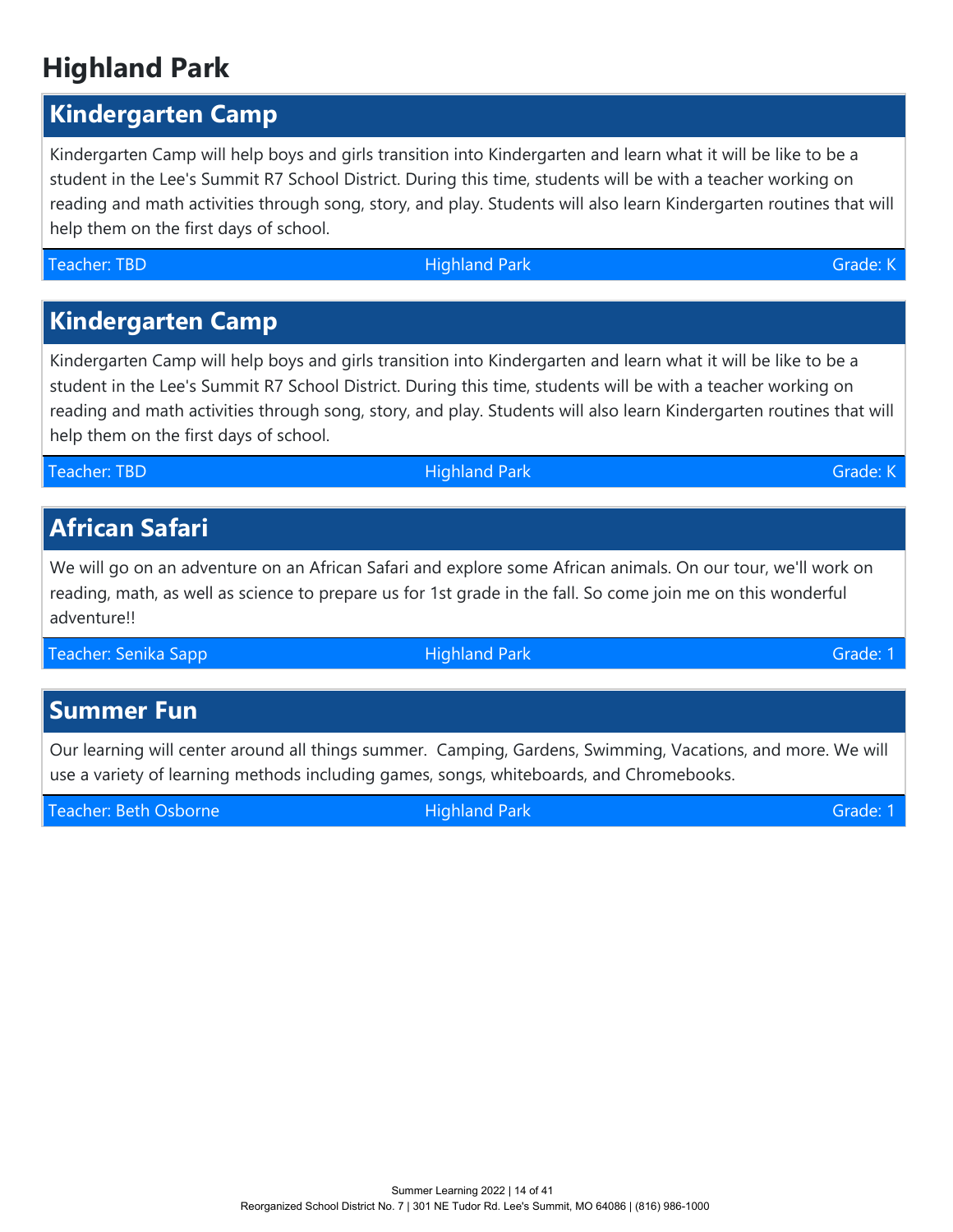# Highland Park

## Kindergarten Camp

Kindergarten Camp will help boys and girls transition into Kindergarten and learn what it will be like to be a student in the Lee's Summit R7 School District. During this time, students will be with a teacher working on reading and math activities through song, story, and play. Students will also learn Kindergarten routines that will help them on the first days of school.

Teacher: TBD | Highland Park | Grade: K

## Kindergarten Camp

Kindergarten Camp will help boys and girls transition into Kindergarten and learn what it will be like to be a student in the Lee's Summit R7 School District. During this time, students will be with a teacher working on reading and math activities through song, story, and play. Students will also learn Kindergarten routines that will help them on the first days of school.

Teacher: TBD | Highland Park | Grade: K

## African Safari

We will go on an adventure on an African Safari and explore some African animals. On our tour, we'll work on reading, math, as well as science to prepare us for 1st grade in the fall. So come join me on this wonderful adventure!!

Teacher: Senika Sapp | Highland Park | Grade: 1

## Summer Fun

Our learning will center around all things summer. Camping, Gardens, Swimming, Vacations, and more. We will use a variety of learning methods including games, songs, whiteboards, and Chromebooks.

Teacher: Beth Osborne | Highland Park | Grade: 1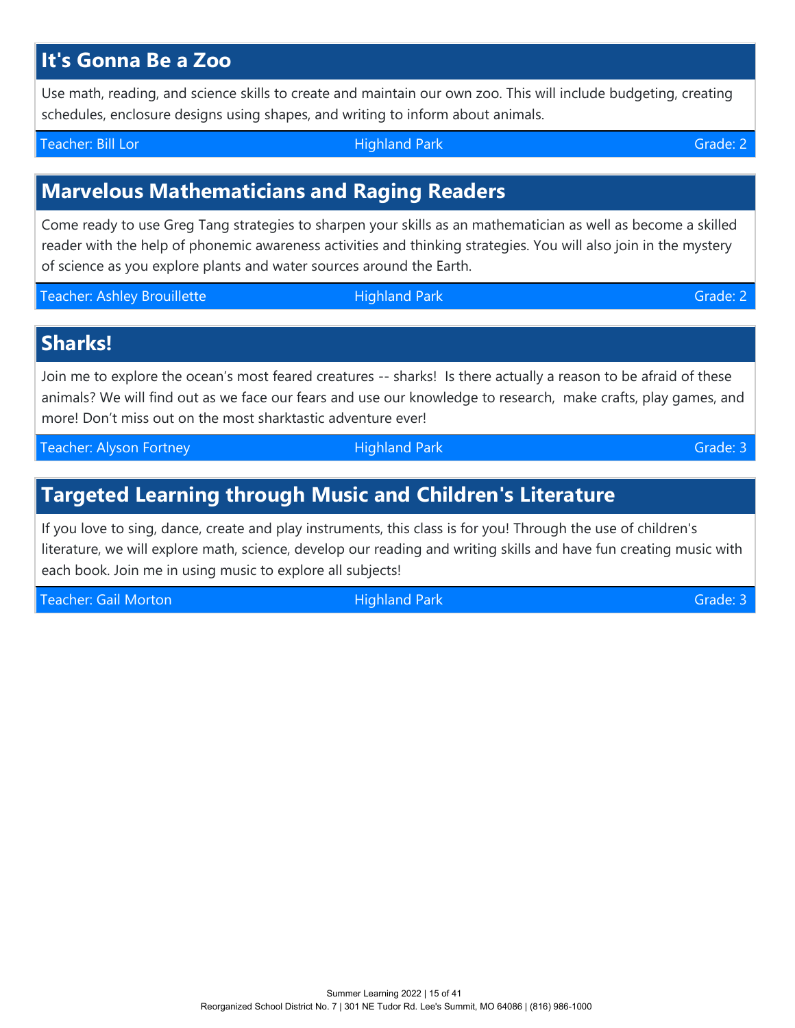## It's Gonna Be a Zoo

Use math, reading, and science skills to create and maintain our own zoo. This will include budgeting, creating schedules, enclosure designs using shapes, and writing to inform about animals.

Teacher: Bill Lor | Highland Park | Grade: 2

## Marvelous Mathematicians and Raging Readers

Come ready to use Greg Tang strategies to sharpen your skills as an mathematician as well as become a skilled reader with the help of phonemic awareness activities and thinking strategies. You will also join in the mystery of science as you explore plants and water sources around the Earth.

Teacher: Ashley Brouillette | Highland Park | Grade: 2

## Sharks!

Join me to explore the ocean's most feared creatures -- sharks! Is there actually a reason to be afraid of these animals? We will find out as we face our fears and use our knowledge to research, make crafts, play games, and more! Don't miss out on the most sharktastic adventure ever!

Teacher: Alyson Fortney | Highland Park | Grade: 3

## Targeted Learning through Music and Children's Literature

If you love to sing, dance, create and play instruments, this class is for you! Through the use of children's literature, we will explore math, science, develop our reading and writing skills and have fun creating music with each book. Join me in using music to explore all subjects!

Teacher: Gail Morton | Highland Park | Grade: 3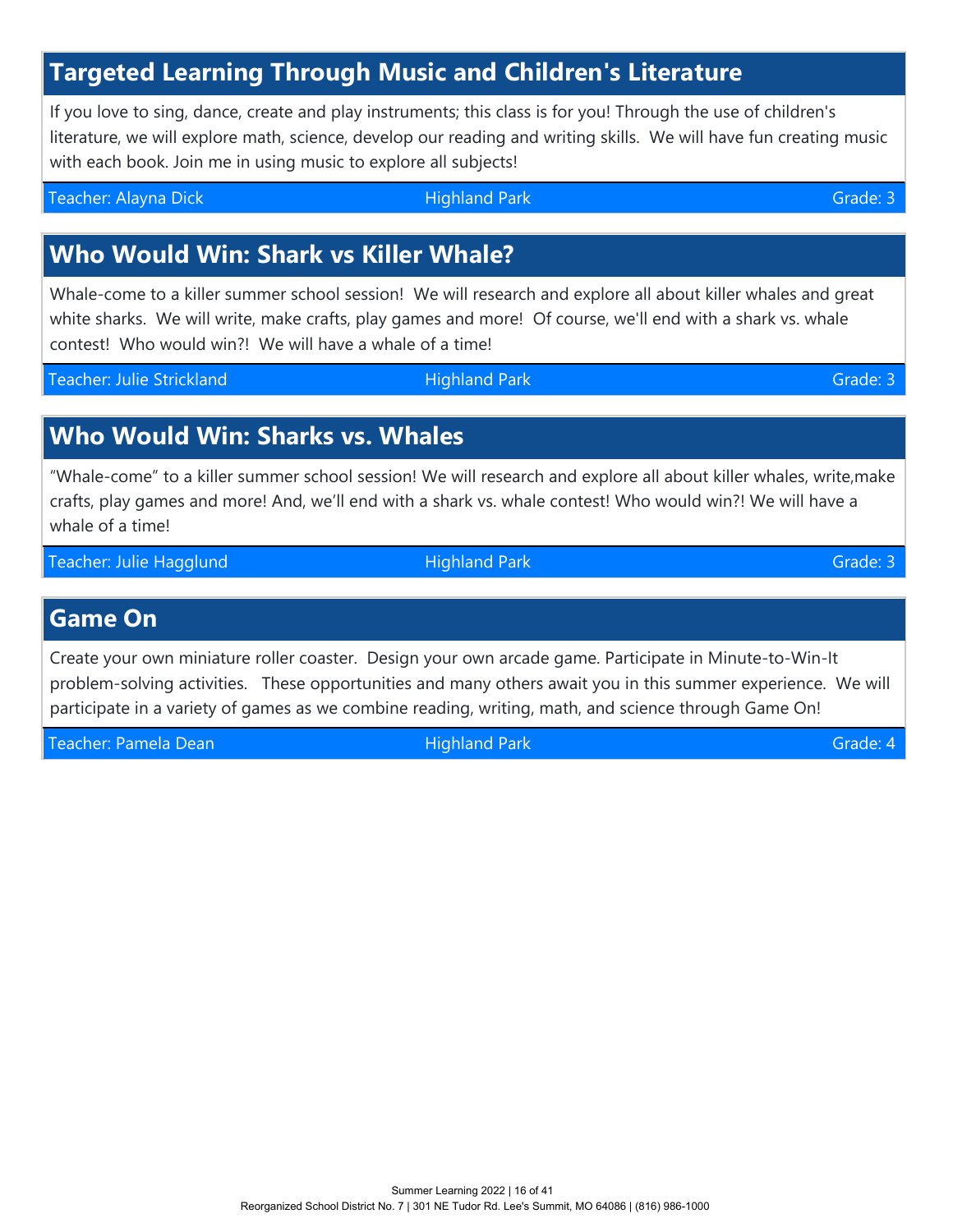## Targeted Learning Through Music and Children's Literature

If you love to sing, dance, create and play instruments; this class is for you! Through the use of children's literature, we will explore math, science, develop our reading and writing skills. We will have fun creating music with each book. Join me in using music to explore all subjects!

Teacher: Alayna Dick | Highland Park | Grade: 3

## Who Would Win: Shark vs Killer Whale?

Whale-come to a killer summer school session! We will research and explore all about killer whales and great white sharks. We will write, make crafts, play games and more! Of course, we'll end with a shark vs. whale contest! Who would win?! We will have a whale of a time!

Teacher: Julie Strickland | Highland Park | Grade: 3

## Who Would Win: Sharks vs. Whales

"Whale-come" to a killer summer school session! We will research and explore all about killer whales, write,make crafts, play games and more! And, we'll end with a shark vs. whale contest! Who would win?! We will have a whale of a time!

Teacher: Julie Hagglund | Highland Park | Grade: 3

## Game On

Create your own miniature roller coaster. Design your own arcade game. Participate in Minute-to-Win-It problem-solving activities. These opportunities and many others await you in this summer experience. We will participate in a variety of games as we combine reading, writing, math, and science through Game On!

Teacher: Pamela Dean | Highland Park | Grade: 4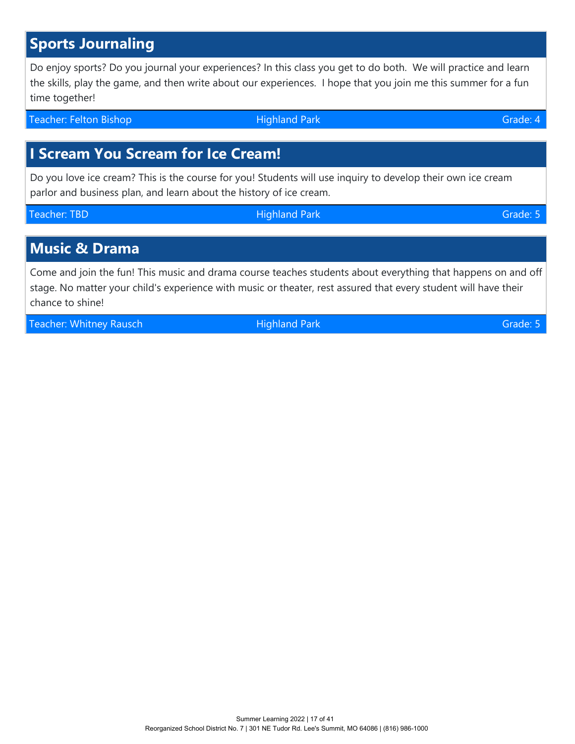## Sports Journaling

Do enjoy sports? Do you journal your experiences? In this class you get to do both. We will practice and learn the skills, play the game, and then write about our experiences. I hope that you join me this summer for a fun time together!

Teacher: Felton Bishop | Highland Park | Grade: 4

## I Scream You Scream for Ice Cream!

Do you love ice cream? This is the course for you! Students will use inquiry to develop their own ice cream parlor and business plan, and learn about the history of ice cream.

Teacher: TBD | Highland Park | Grade: 5

## Music & Drama

Come and join the fun! This music and drama course teaches students about everything that happens on and off stage. No matter your child's experience with music or theater, rest assured that every student will have their chance to shine!

Teacher: Whitney Rausch | Highland Park | Grade: 5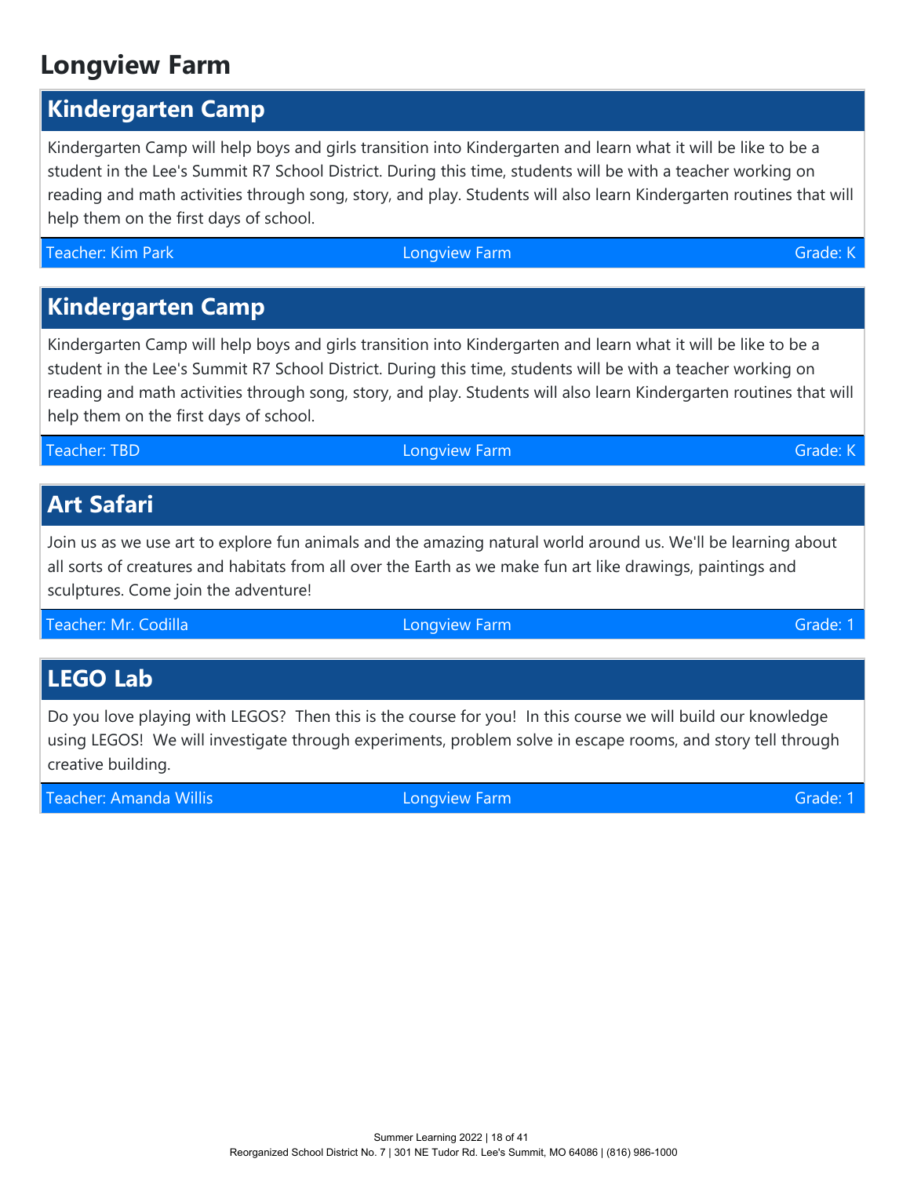# Longview Farm

## Kindergarten Camp

Kindergarten Camp will help boys and girls transition into Kindergarten and learn what it will be like to be a student in the Lee's Summit R7 School District. During this time, students will be with a teacher working on reading and math activities through song, story, and play. Students will also learn Kindergarten routines that will help them on the first days of school.

Teacher: Kim Park | Longview Farm | Grade: K

## Kindergarten Camp

Kindergarten Camp will help boys and girls transition into Kindergarten and learn what it will be like to be a student in the Lee's Summit R7 School District. During this time, students will be with a teacher working on reading and math activities through song, story, and play. Students will also learn Kindergarten routines that will help them on the first days of school.

Teacher: TBD | Longview Farm | Grade: K

## Art Safari

Join us as we use art to explore fun animals and the amazing natural world around us. We'll be learning about all sorts of creatures and habitats from all over the Earth as we make fun art like drawings, paintings and sculptures. Come join the adventure!

Teacher: Mr. Codilla | Longview Farm | Grade: 1

## LEGO Lab

Do you love playing with LEGOS? Then this is the course for you! In this course we will build our knowledge using LEGOS! We will investigate through experiments, problem solve in escape rooms, and story tell through creative building.

Teacher: Amanda Willis | Longview Farm | Grade: 1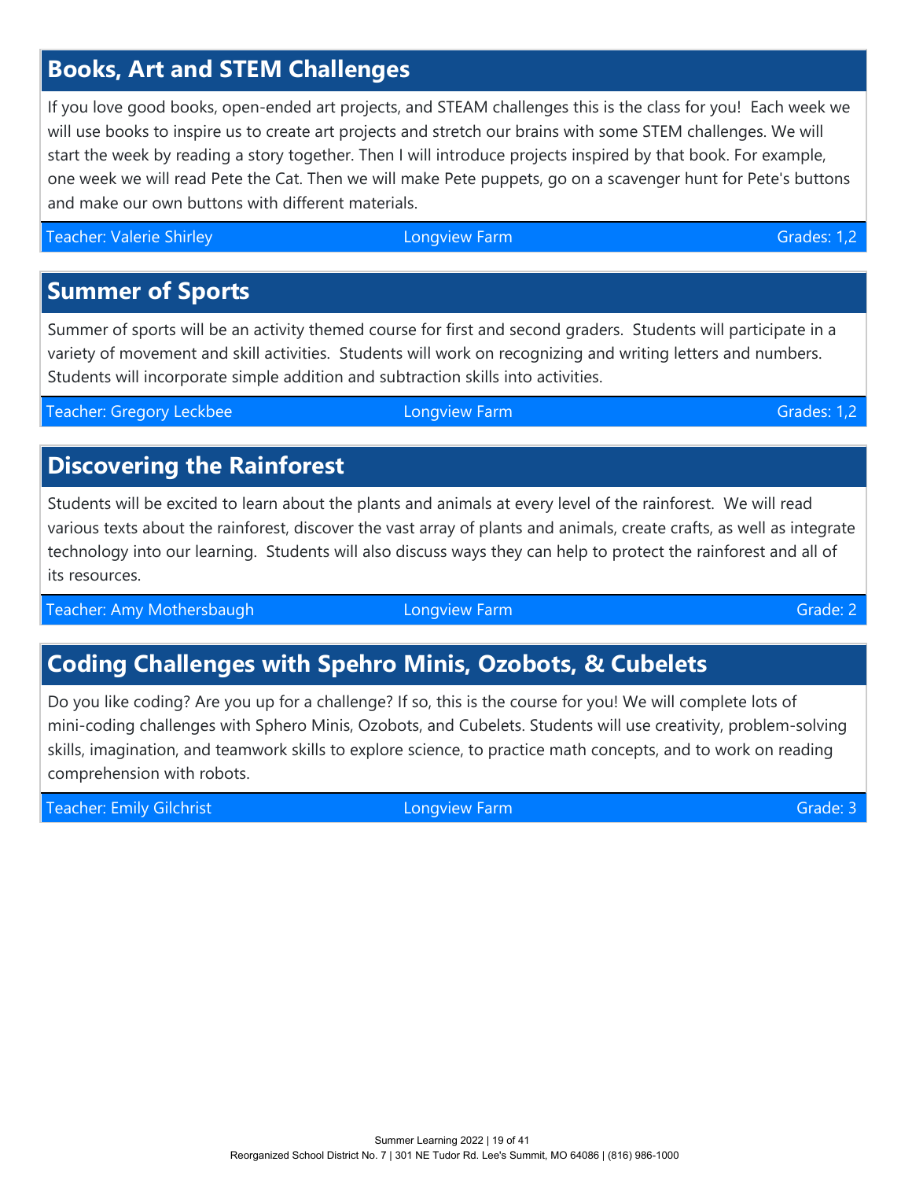## Books, Art and STEM Challenges

If you love good books, open-ended art projects, and STEAM challenges this is the class for you! Each week we will use books to inspire us to create art projects and stretch our brains with some STEM challenges. We will start the week by reading a story together. Then I will introduce projects inspired by that book. For example, one week we will read Pete the Cat. Then we will make Pete puppets, go on a scavenger hunt for Pete's buttons and make our own buttons with different materials.

Teacher: Valerie Shirley | Longview Farm | Grades: 1,2

## Summer of Sports

Summer of sports will be an activity themed course for first and second graders. Students will participate in a variety of movement and skill activities. Students will work on recognizing and writing letters and numbers. Students will incorporate simple addition and subtraction skills into activities.

Teacher: Gregory Leckbee | Longview Farm | Grades: 1,2

## Discovering the Rainforest

Students will be excited to learn about the plants and animals at every level of the rainforest. We will read various texts about the rainforest, discover the vast array of plants and animals, create crafts, as well as integrate technology into our learning. Students will also discuss ways they can help to protect the rainforest and all of its resources.

Teacher: Amy Mothersbaugh | Longview Farm | Grade: 2

## Coding Challenges with Spehro Minis, Ozobots, & Cubelets

Do you like coding? Are you up for a challenge? If so, this is the course for you! We will complete lots of mini-coding challenges with Sphero Minis, Ozobots, and Cubelets. Students will use creativity, problem-solving skills, imagination, and teamwork skills to explore science, to practice math concepts, and to work on reading comprehension with robots.

Teacher: Emily Gilchrist | Longview Farm | Grade: 3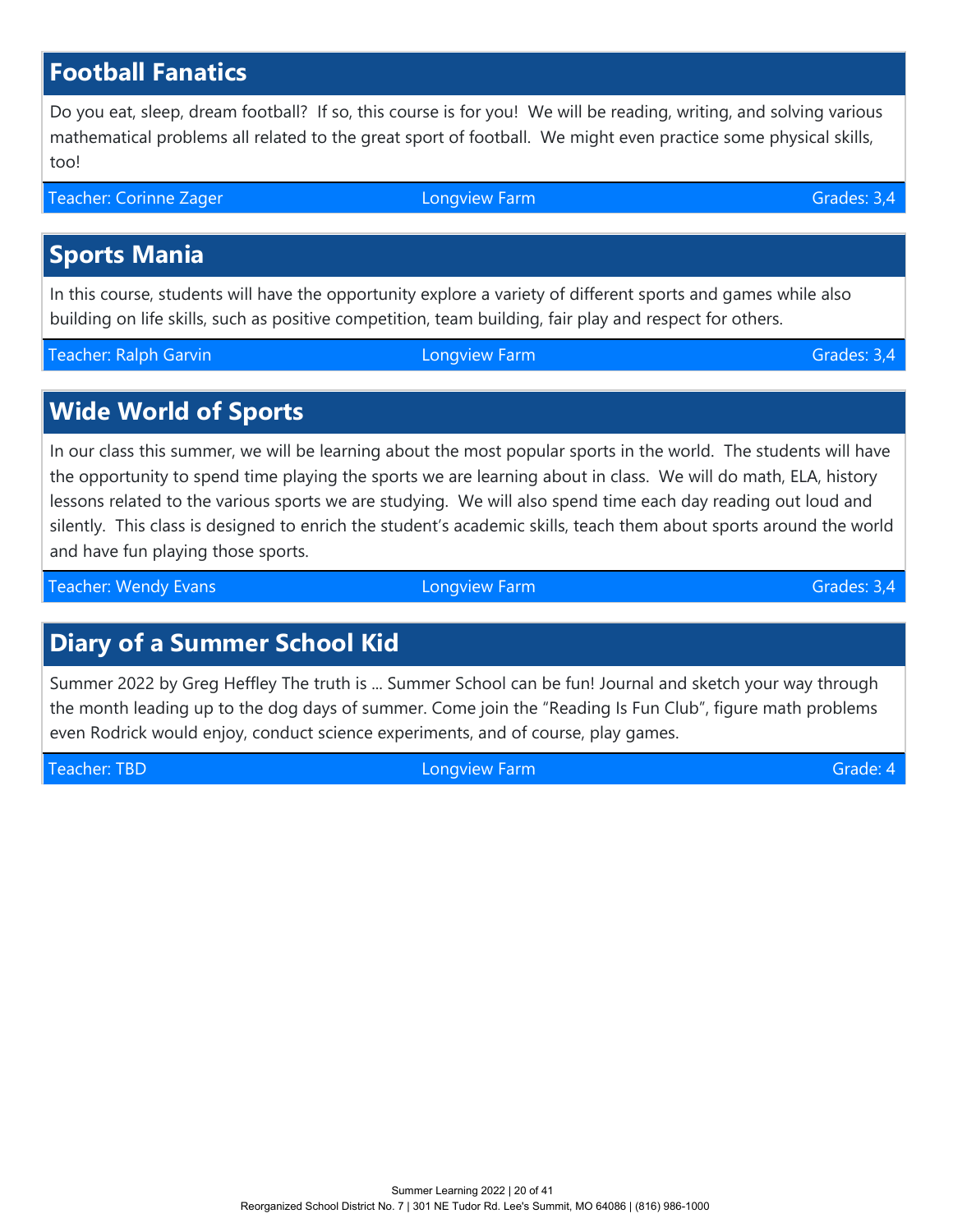## Football Fanatics

Do you eat, sleep, dream football? If so, this course is for you! We will be reading, writing, and solving various mathematical problems all related to the great sport of football. We might even practice some physical skills, too!

Teacher: Corinne Zager | Longview Farm | Grades: 3,4

## Sports Mania

In this course, students will have the opportunity explore a variety of different sports and games while also building on life skills, such as positive competition, team building, fair play and respect for others.

Teacher: Ralph Garvin | Longview Farm | Grades: 3,4

## Wide World of Sports

In our class this summer, we will be learning about the most popular sports in the world. The students will have the opportunity to spend time playing the sports we are learning about in class. We will do math, ELA, history lessons related to the various sports we are studying. We will also spend time each day reading out loud and silently. This class is designed to enrich the student's academic skills, teach them about sports around the world and have fun playing those sports.

Teacher: Wendy Evans | Longview Farm | Grades: 3,4

## Diary of a Summer School Kid

Summer 2022 by Greg Heffley The truth is ... Summer School can be fun! Journal and sketch your way through the month leading up to the dog days of summer. Come join the "Reading Is Fun Club", figure math problems even Rodrick would enjoy, conduct science experiments, and of course, play games.

Teacher: TBD | Longview Farm | Grade: 4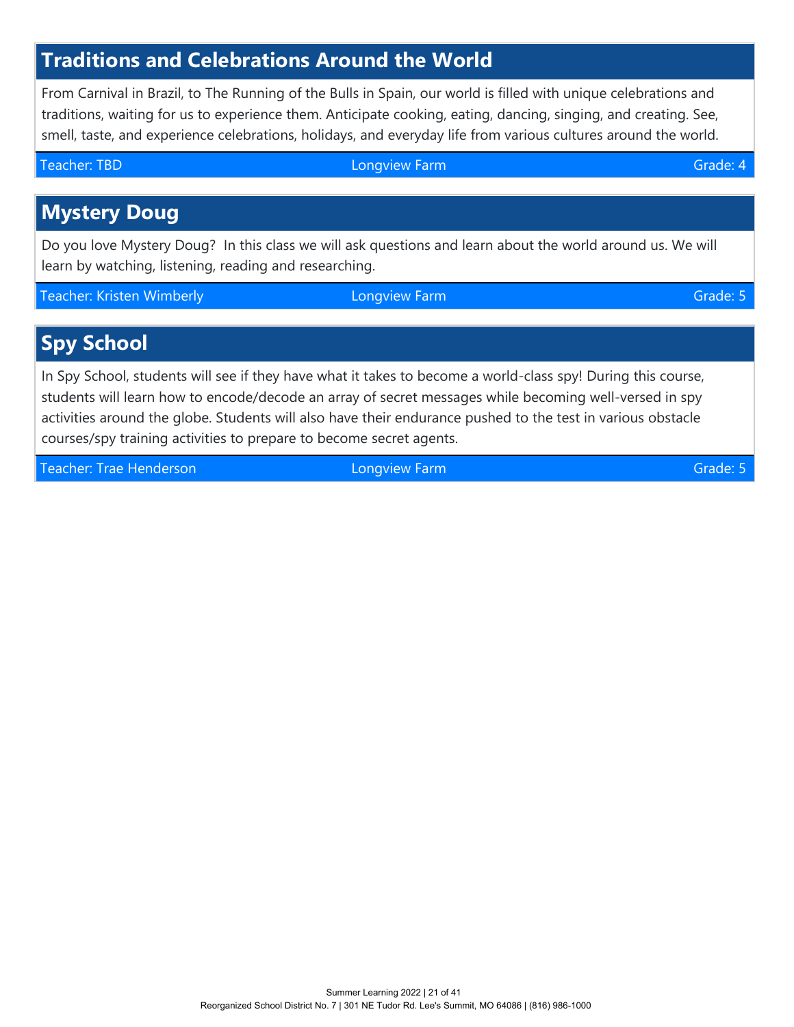## Traditions and Celebrations Around the World

From Carnival in Brazil, to The Running of the Bulls in Spain, our world is filled with unique celebrations and traditions, waiting for us to experience them. Anticipate cooking, eating, dancing, singing, and creating. See, smell, taste, and experience celebrations, holidays, and everyday life from various cultures around the world.

Teacher: TBD | Longview Farm | Grade: 4

## Mystery Doug

Do you love Mystery Doug? In this class we will ask questions and learn about the world around us. We will learn by watching, listening, reading and researching.

Teacher: Kristen Wimberly | Longview Farm | Grade: 5

## Spy School

In Spy School, students will see if they have what it takes to become a world-class spy! During this course, students will learn how to encode/decode an array of secret messages while becoming well-versed in spy activities around the globe. Students will also have their endurance pushed to the test in various obstacle courses/spy training activities to prepare to become secret agents.

Teacher: Trae Henderson | Longview Farm | Grade: 5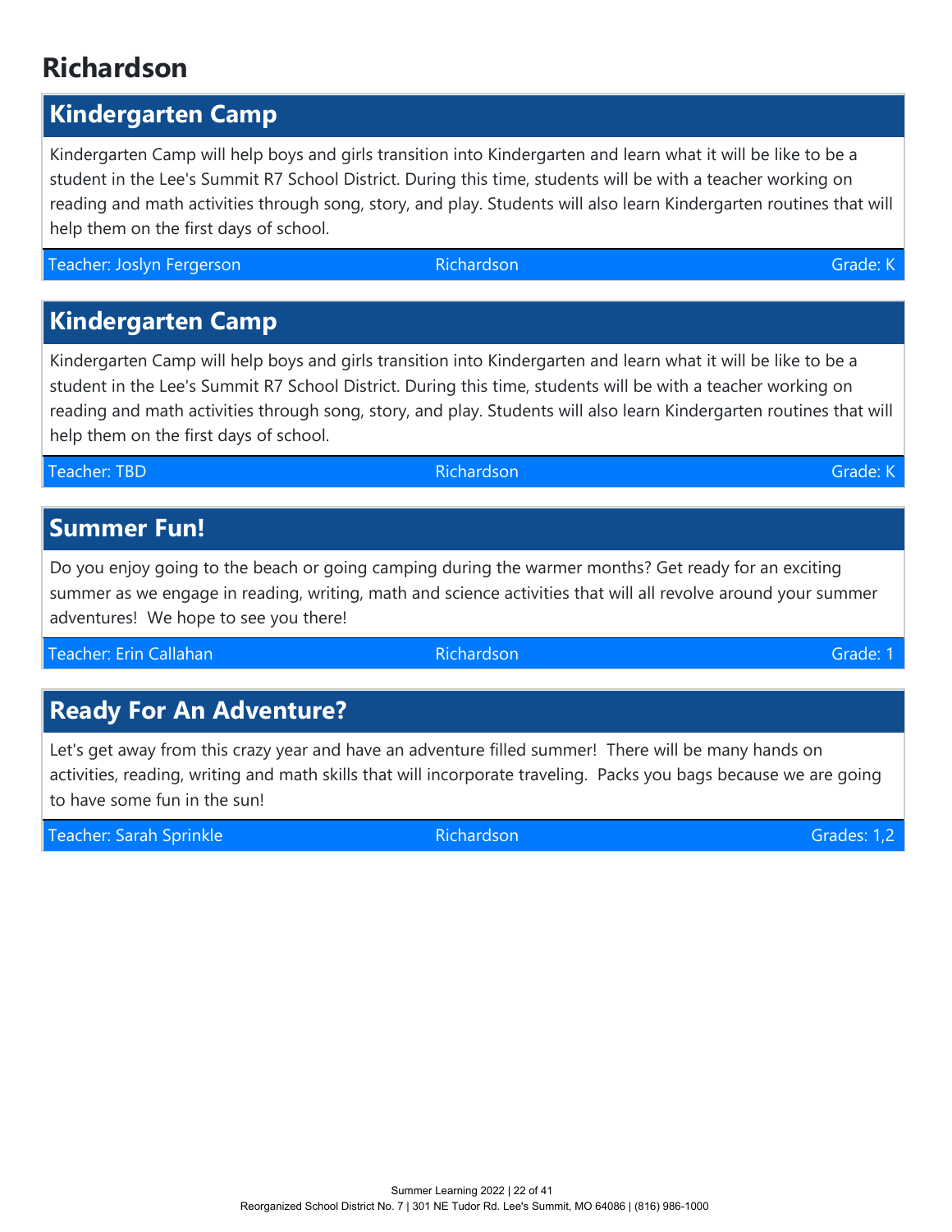# Richardson

## Kindergarten Camp

Kindergarten Camp will help boys and girls transition into Kindergarten and learn what it will be like to be a student in the Lee's Summit R7 School District. During this time, students will be with a teacher working on reading and math activities through song, story, and play. Students will also learn Kindergarten routines that will help them on the first days of school.

Teacher: Joslyn Fergerson | Richardson | Grade: K

## Kindergarten Camp

Kindergarten Camp will help boys and girls transition into Kindergarten and learn what it will be like to be a student in the Lee's Summit R7 School District. During this time, students will be with a teacher working on reading and math activities through song, story, and play. Students will also learn Kindergarten routines that will help them on the first days of school.

Teacher: TBD | Richardson | Grade: K

## Summer Fun!

Do you enjoy going to the beach or going camping during the warmer months? Get ready for an exciting summer as we engage in reading, writing, math and science activities that will all revolve around your summer adventures! We hope to see you there!

Teacher: Erin Callahan | Richardson | Grade: 1

## Ready For An Adventure?

Let's get away from this crazy year and have an adventure filled summer! There will be many hands on activities, reading, writing and math skills that will incorporate traveling. Packs you bags because we are going to have some fun in the sun!

Teacher: Sarah Sprinkle | Richardson | Grades: 1,2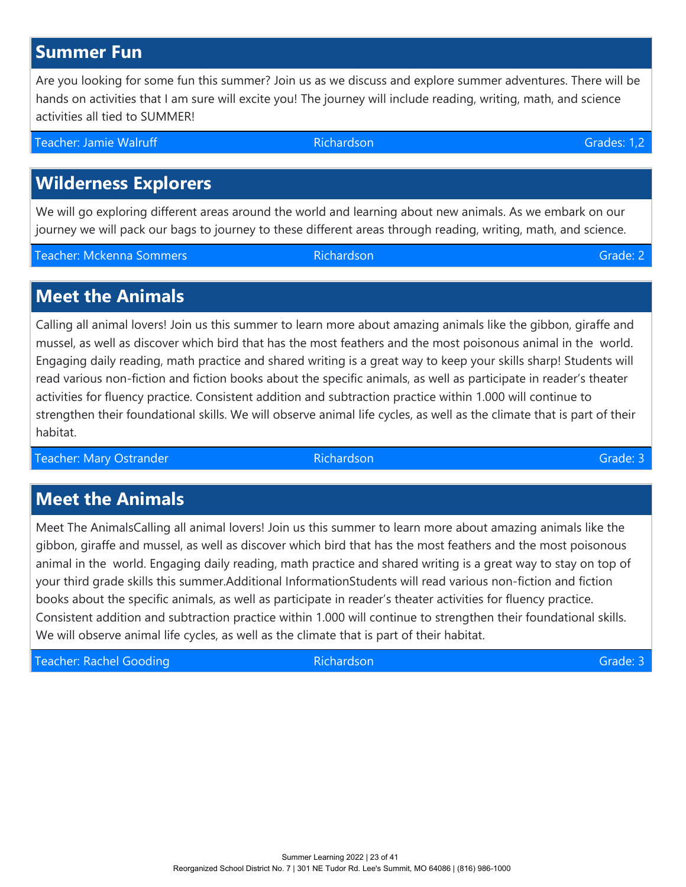## Summer Fun

Are you looking for some fun this summer? Join us as we discuss and explore summer adventures. There will be hands on activities that I am sure will excite you! The journey will include reading, writing, math, and science activities all tied to SUMMER!

Teacher: Jamie Walruff | Richardson | Grades: 1,2

## Wilderness Explorers

We will go exploring different areas around the world and learning about new animals. As we embark on our journey we will pack our bags to journey to these different areas through reading, writing, math, and science.

Teacher: Mckenna Sommers | Richardson | Grade: 2

## Meet the Animals

Calling all animal lovers! Join us this summer to learn more about amazing animals like the gibbon, giraffe and mussel, as well as discover which bird that has the most feathers and the most poisonous animal in the  world. Engaging daily reading, math practice and shared writing is a great way to keep your skills sharp! Students will read various non-fiction and fiction books about the specific animals, as well as participate in reader's theater activities for fluency practice. Consistent addition and subtraction practice within 1.000 will continue to strengthen their foundational skills. We will observe animal life cycles, as well as the climate that is part of their habitat.

Teacher: Mary Ostrander | Richardson | Grade: 3

## Meet the Animals

Meet The AnimalsCalling all animal lovers! Join us this summer to learn more about amazing animals like the gibbon, giraffe and mussel, as well as discover which bird that has the most feathers and the most poisonous animal in the  world. Engaging daily reading, math practice and shared writing is a great way to stay on top of your third grade skills this summer.Additional InformationStudents will read various non-fiction and fiction books about the specific animals, as well as participate in reader's theater activities for fluency practice. Consistent addition and subtraction practice within 1.000 will continue to strengthen their foundational skills. We will observe animal life cycles, as well as the climate that is part of their habitat.

Teacher: Rachel Gooding | Richardson | Grade: 3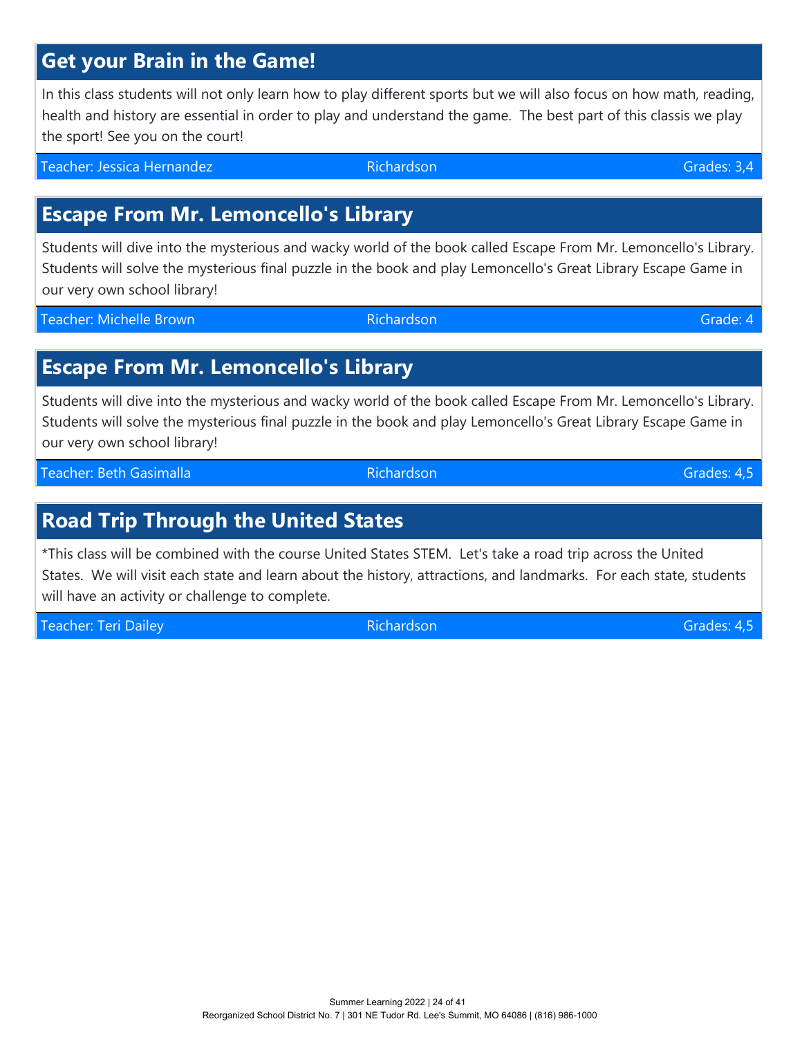## Get your Brain in the Game!

In this class students will not only learn how to play different sports but we will also focus on how math, reading, health and history are essential in order to play and understand the game. The best part of this classis we play the sport! See you on the court!

Teacher: Jessica Hernandez | Richardson | Grades: 3,4

## Escape From Mr. Lemoncello's Library

Students will dive into the mysterious and wacky world of the book called Escape From Mr. Lemoncello's Library. Students will solve the mysterious final puzzle in the book and play Lemoncello's Great Library Escape Game in our very own school library!

Teacher: Michelle Brown | Richardson | Grade: 4

## Escape From Mr. Lemoncello's Library

Students will dive into the mysterious and wacky world of the book called Escape From Mr. Lemoncello's Library. Students will solve the mysterious final puzzle in the book and play Lemoncello's Great Library Escape Game in our very own school library!

Teacher: Beth Gasimalla | Richardson | Grades: 4,5

## Road Trip Through the United States

*This class will be combined with the course United States STEM. Let's take a road trip across the United States. We will visit each state and learn about the history, attractions, and landmarks. For each state, students will have an activity or challenge to complete.

Teacher: Teri Dailey | Richardson | Grades: 4,5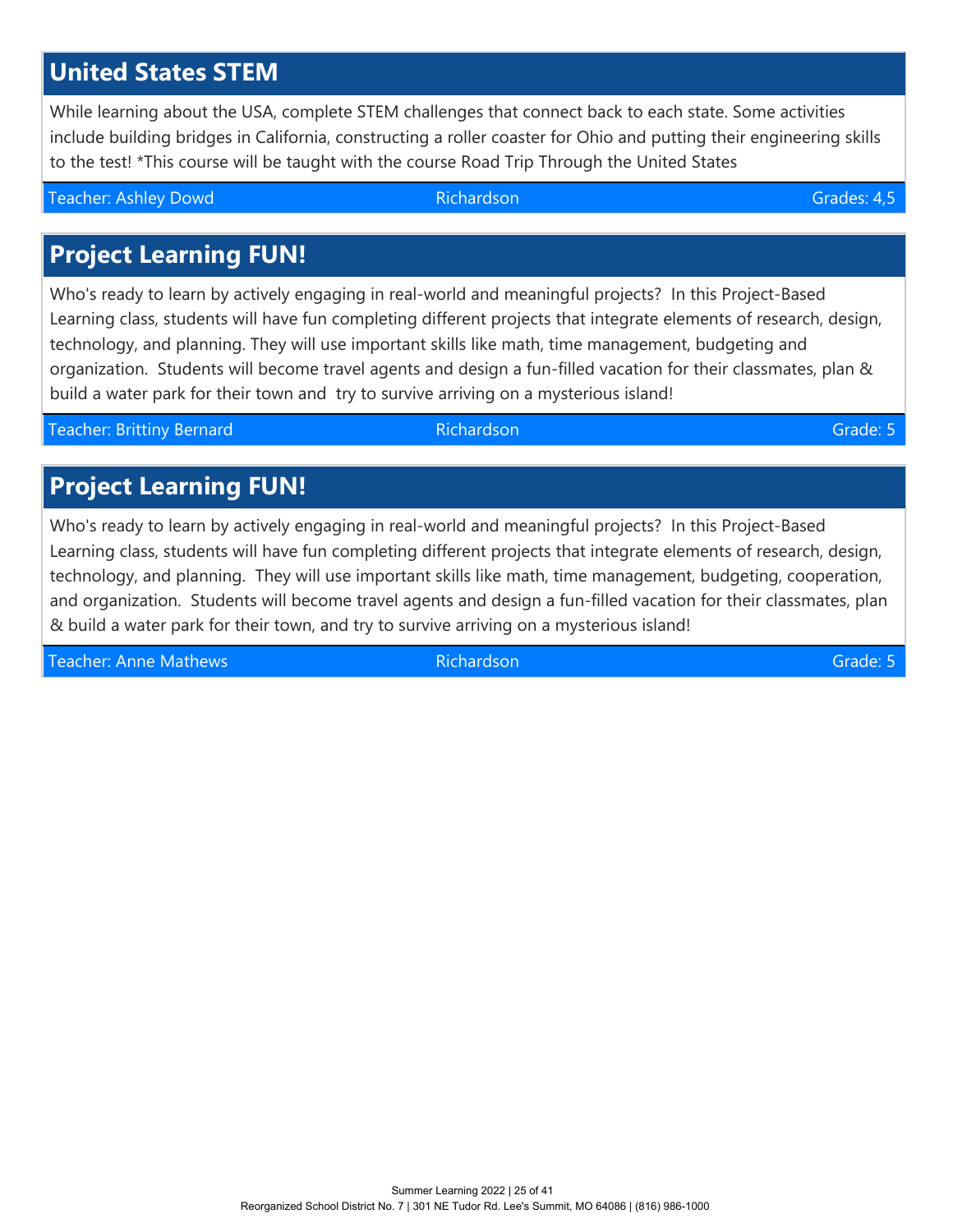## United States STEM

While learning about the USA, complete STEM challenges that connect back to each state. Some activities include building bridges in California, constructing a roller coaster for Ohio and putting their engineering skills to the test! *This course will be taught with the course Road Trip Through the United States

Teacher: Ashley Dowd | Richardson | Grades: 4,5

## Project Learning FUN!

Who's ready to learn by actively engaging in real-world and meaningful projects? In this Project-Based Learning class, students will have fun completing different projects that integrate elements of research, design, technology, and planning. They will use important skills like math, time management, budgeting and organization. Students will become travel agents and design a fun-filled vacation for their classmates, plan & build a water park for their town and try to survive arriving on a mysterious island!

Teacher: Brittiny Bernard | Richardson | Grade: 5

## Project Learning FUN!

Who's ready to learn by actively engaging in real-world and meaningful projects? In this Project-Based Learning class, students will have fun completing different projects that integrate elements of research, design, technology, and planning. They will use important skills like math, time management, budgeting, cooperation, and organization. Students will become travel agents and design a fun-filled vacation for their classmates, plan & build a water park for their town, and try to survive arriving on a mysterious island!

Teacher: Anne Mathews | Richardson | Grade: 5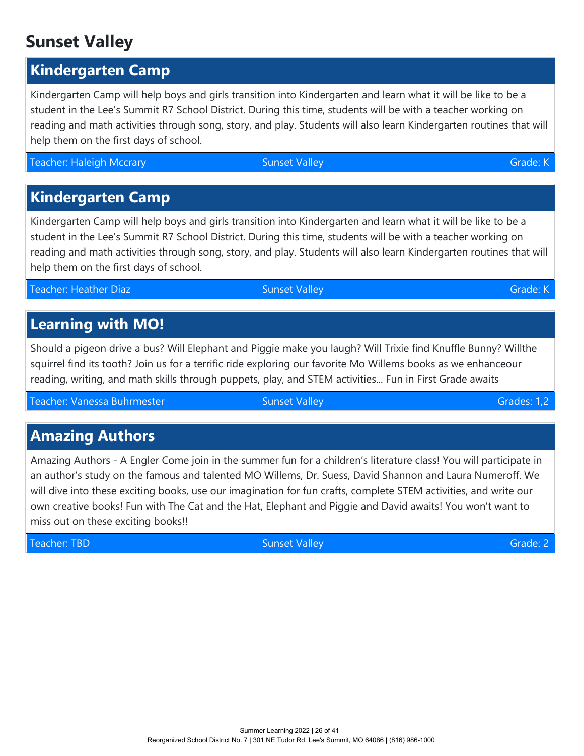# Sunset Valley

## Kindergarten Camp

Kindergarten Camp will help boys and girls transition into Kindergarten and learn what it will be like to be a student in the Lee's Summit R7 School District. During this time, students will be with a teacher working on reading and math activities through song, story, and play. Students will also learn Kindergarten routines that will help them on the first days of school.

Teacher: Haleigh Mccrary | Sunset Valley | Grade: K

## Kindergarten Camp

Kindergarten Camp will help boys and girls transition into Kindergarten and learn what it will be like to be a student in the Lee's Summit R7 School District. During this time, students will be with a teacher working on reading and math activities through song, story, and play. Students will also learn Kindergarten routines that will help them on the first days of school.

Teacher: Heather Diaz | Sunset Valley | Grade: K

## Learning with MO!

Should a pigeon drive a bus? Will Elephant and Piggie make you laugh? Will Trixie find Knuffle Bunny? Willthe squirrel find its tooth? Join us for a terrific ride exploring our favorite Mo Willems books as we enhanceour reading, writing, and math skills through puppets, play, and STEM activities... Fun in First Grade awaits

Teacher: Vanessa Buhrmester | Sunset Valley | Grades: 1,2

## Amazing Authors

Amazing Authors - A Engler Come join in the summer fun for a children's literature class! You will participate in an author's study on the famous and talented MO Willems, Dr. Suess, David Shannon and Laura Numeroff. We will dive into these exciting books, use our imagination for fun crafts, complete STEM activities, and write our own creative books! Fun with The Cat and the Hat, Elephant and Piggie and David awaits! You won't want to miss out on these exciting books!!

Teacher: TBD | Sunset Valley | Grade: 2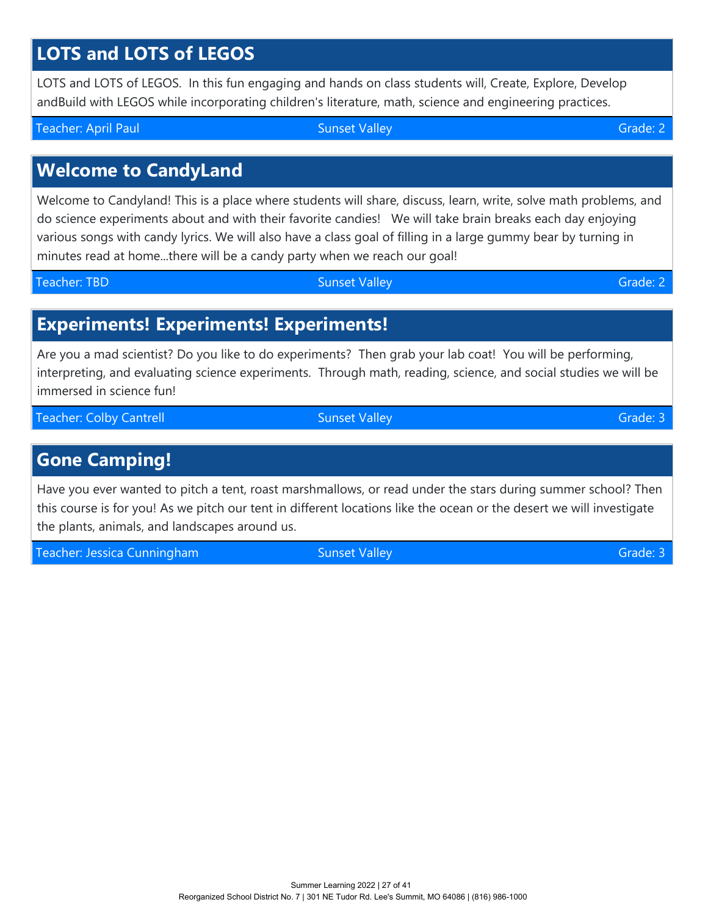## LOTS and LOTS of LEGOS

LOTS and LOTS of LEGOS. In this fun engaging and hands on class students will, Create, Explore, Develop andBuild with LEGOS while incorporating children's literature, math, science and engineering practices.

Teacher: April Paul | Sunset Valley | Grade: 2

## Welcome to CandyLand

Welcome to Candyland! This is a place where students will share, discuss, learn, write, solve math problems, and do science experiments about and with their favorite candies! We will take brain breaks each day enjoying various songs with candy lyrics. We will also have a class goal of filling in a large gummy bear by turning in minutes read at home...there will be a candy party when we reach our goal!

Teacher: TBD | Sunset Valley | Grade: 2

## Experiments! Experiments! Experiments!

Are you a mad scientist? Do you like to do experiments? Then grab your lab coat! You will be performing, interpreting, and evaluating science experiments. Through math, reading, science, and social studies we will be immersed in science fun!

Teacher: Colby Cantrell | Sunset Valley | Grade: 3

## Gone Camping!

Have you ever wanted to pitch a tent, roast marshmallows, or read under the stars during summer school? Then this course is for you! As we pitch our tent in different locations like the ocean or the desert we will investigate the plants, animals, and landscapes around us.

Teacher: Jessica Cunningham | Sunset Valley | Grade: 3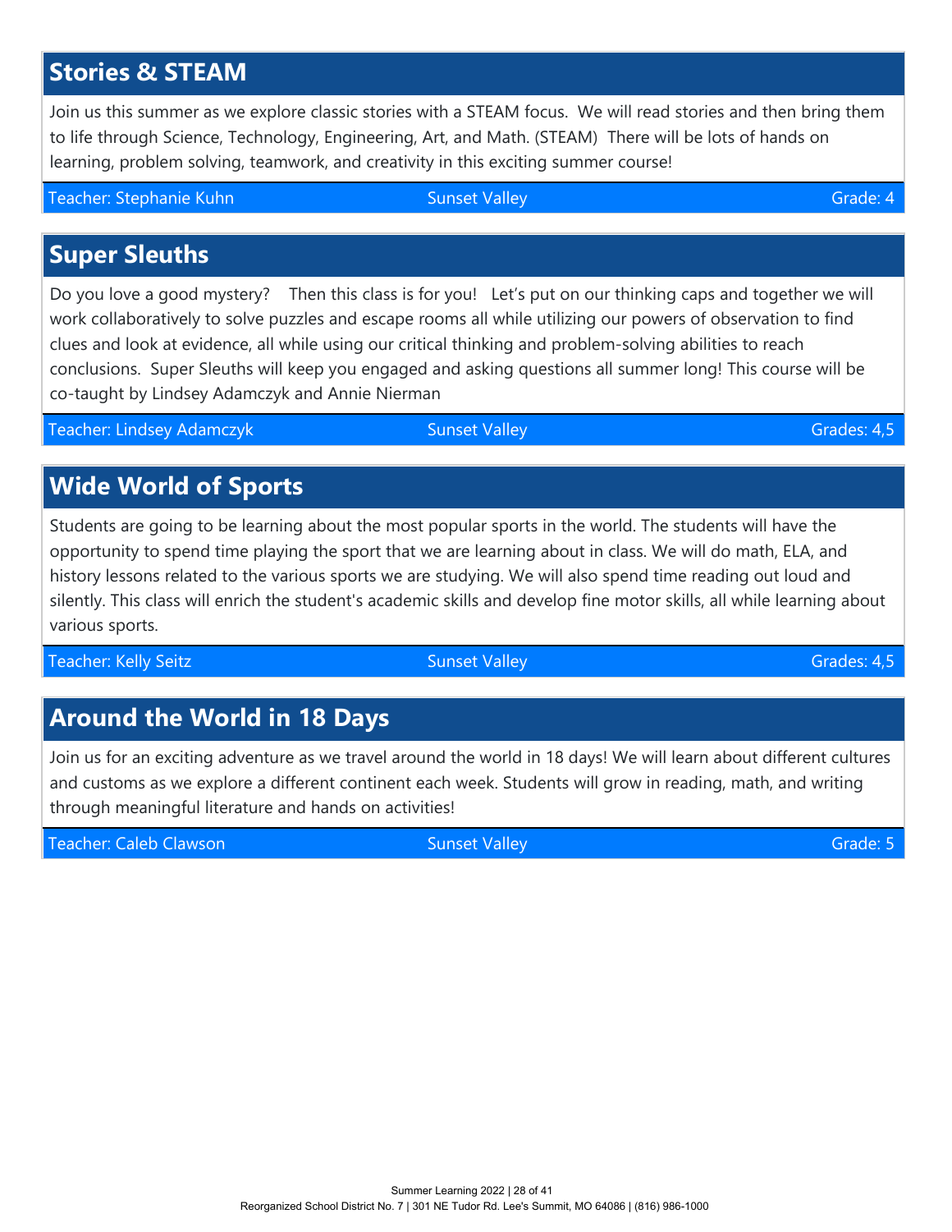## Stories & STEAM

Join us this summer as we explore classic stories with a STEAM focus. We will read stories and then bring them to life through Science, Technology, Engineering, Art, and Math. (STEAM) There will be lots of hands on learning, problem solving, teamwork, and creativity in this exciting summer course!

| Teacher: Stephanie Kuhn | Sunset Valley | Grade: 4 |
| --- | --- | --- |

## Super Sleuths

Do you love a good mystery? Then this class is for you! Let's put on our thinking caps and together we will work collaboratively to solve puzzles and escape rooms all while utilizing our powers of observation to find clues and look at evidence, all while using our critical thinking and problem-solving abilities to reach conclusions. Super Sleuths will keep you engaged and asking questions all summer long! This course will be co-taught by Lindsey Adamczyk and Annie Nierman

| Teacher: Lindsey Adamczyk | Sunset Valley | Grades: 4,5 |
| --- | --- | --- |

## Wide World of Sports

Students are going to be learning about the most popular sports in the world. The students will have the opportunity to spend time playing the sport that we are learning about in class. We will do math, ELA, and history lessons related to the various sports we are studying. We will also spend time reading out loud and silently. This class will enrich the student's academic skills and develop fine motor skills, all while learning about various sports.

| Teacher: Kelly Seitz | Sunset Valley | Grades: 4,5 |
| --- | --- | --- |

## Around the World in 18 Days

Join us for an exciting adventure as we travel around the world in 18 days! We will learn about different cultures and customs as we explore a different continent each week. Students will grow in reading, math, and writing through meaningful literature and hands on activities!

| Teacher: Caleb Clawson | Sunset Valley | Grade: 5 |
| --- | --- | --- |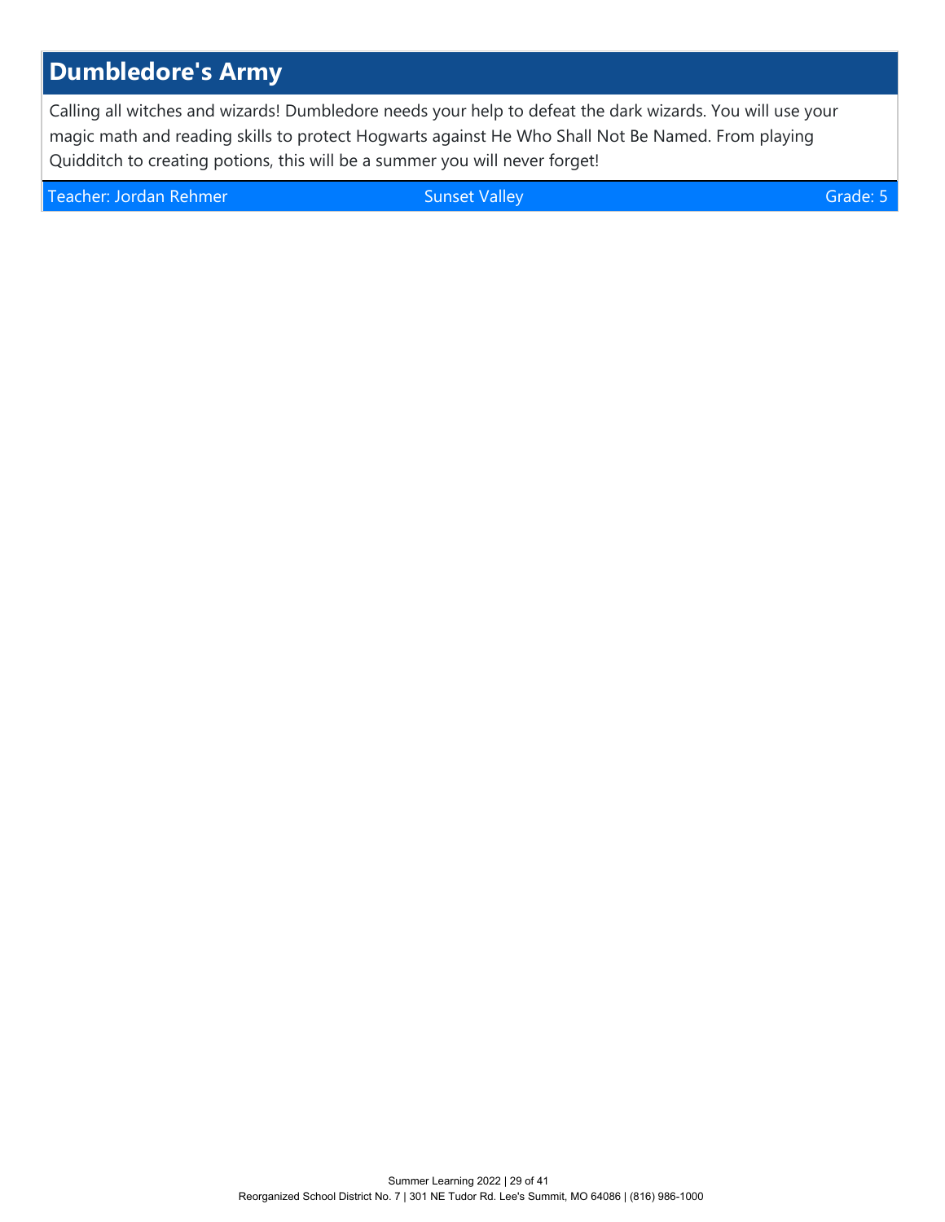## Dumbledore's Army

Calling all witches and wizards! Dumbledore needs your help to defeat the dark wizards. You will use your magic math and reading skills to protect Hogwarts against He Who Shall Not Be Named. From playing Quidditch to creating potions, this will be a summer you will never forget!

Teacher: Jordan Rehmer | Sunset Valley | Grade: 5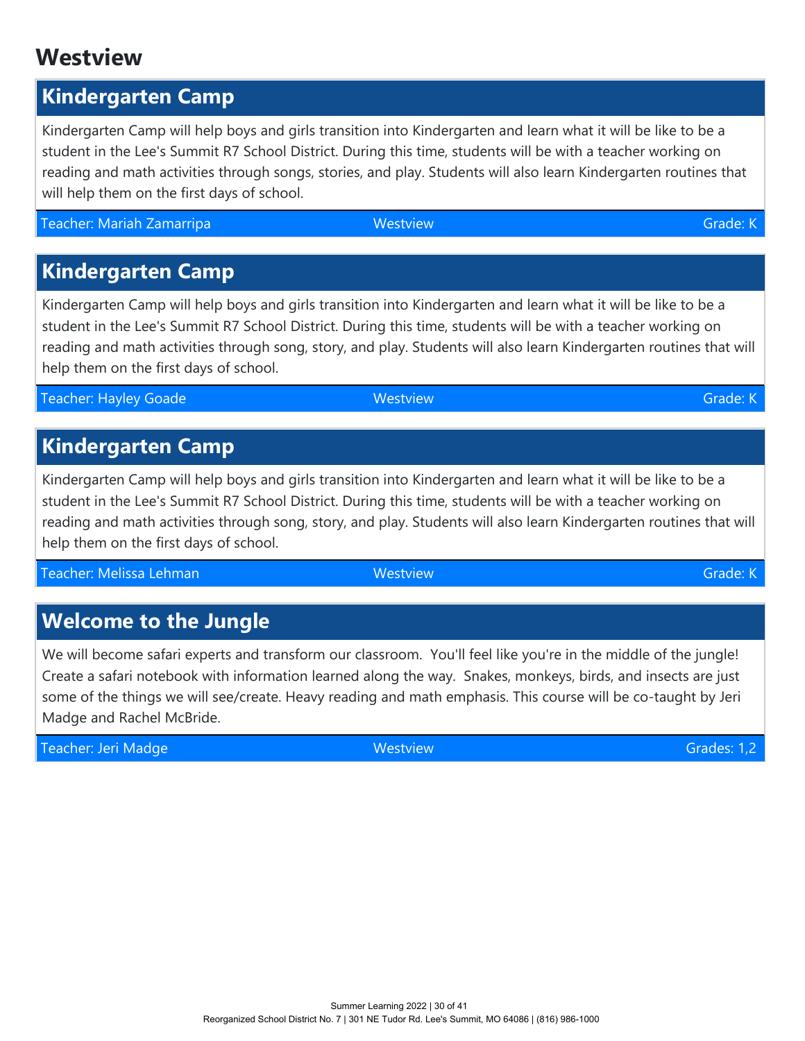# Westview

## Kindergarten Camp

Kindergarten Camp will help boys and girls transition into Kindergarten and learn what it will be like to be a student in the Lee's Summit R7 School District. During this time, students will be with a teacher working on reading and math activities through songs, stories, and play. Students will also learn Kindergarten routines that will help them on the first days of school.

Teacher: Mariah Zamarripa | Westview | Grade: K

## Kindergarten Camp

Kindergarten Camp will help boys and girls transition into Kindergarten and learn what it will be like to be a student in the Lee's Summit R7 School District. During this time, students will be with a teacher working on reading and math activities through song, story, and play. Students will also learn Kindergarten routines that will help them on the first days of school.

Teacher: Hayley Goade | Westview | Grade: K

## Kindergarten Camp

Kindergarten Camp will help boys and girls transition into Kindergarten and learn what it will be like to be a student in the Lee's Summit R7 School District. During this time, students will be with a teacher working on reading and math activities through song, story, and play. Students will also learn Kindergarten routines that will help them on the first days of school.

Teacher: Melissa Lehman | Westview | Grade: K

## Welcome to the Jungle

We will become safari experts and transform our classroom.  You'll feel like you're in the middle of the jungle! Create a safari notebook with information learned along the way.  Snakes, monkeys, birds, and insects are just some of the things we will see/create. Heavy reading and math emphasis. This course will be co-taught by Jeri Madge and Rachel McBride.

Teacher: Jeri Madge | Westview | Grades: 1,2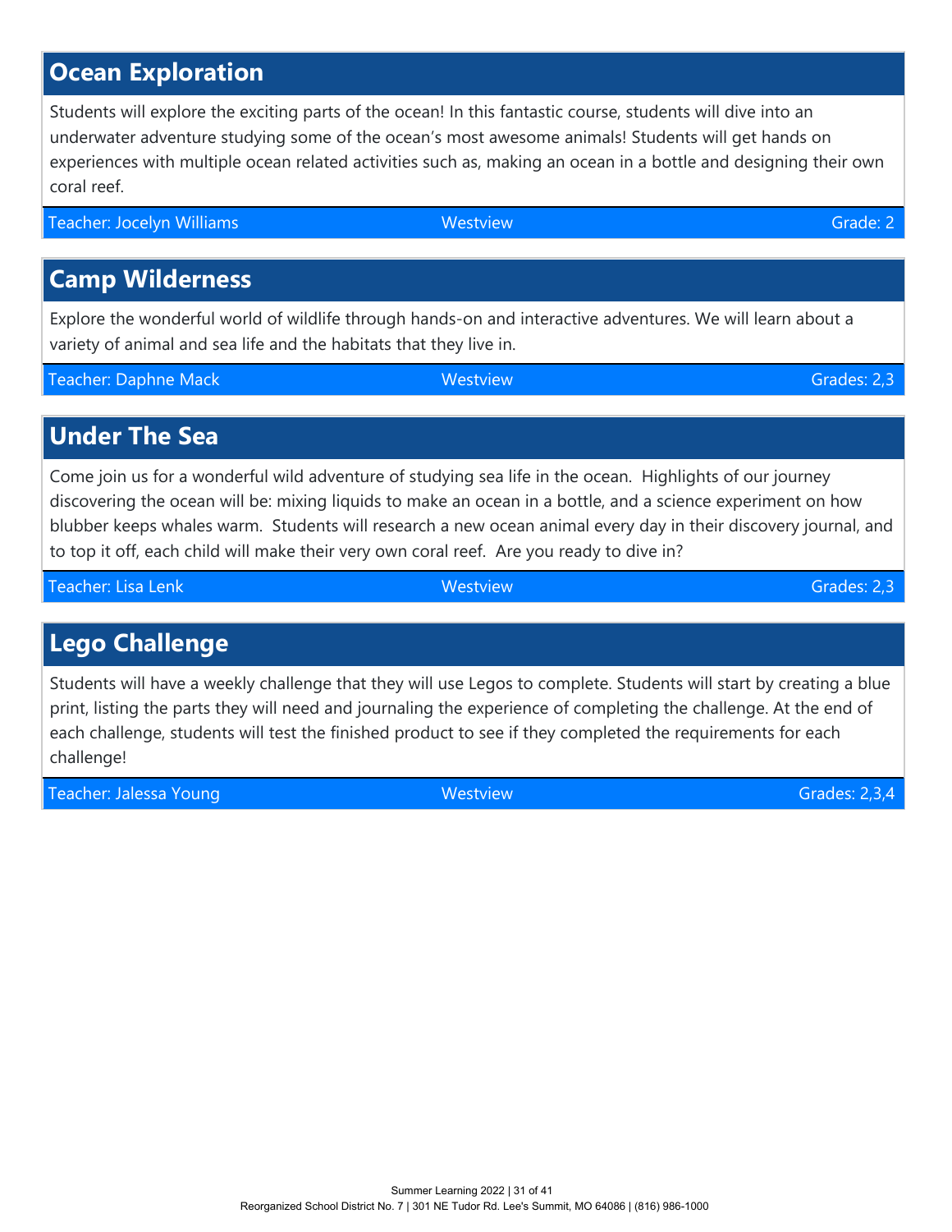## Ocean Exploration

Students will explore the exciting parts of the ocean! In this fantastic course, students will dive into an underwater adventure studying some of the ocean's most awesome animals! Students will get hands on experiences with multiple ocean related activities such as, making an ocean in a bottle and designing their own coral reef.

Teacher: Jocelyn Williams | Westview | Grade: 2

## Camp Wilderness

Explore the wonderful world of wildlife through hands-on and interactive adventures. We will learn about a variety of animal and sea life and the habitats that they live in.

Teacher: Daphne Mack | Westview | Grades: 2,3

## Under The Sea

Come join us for a wonderful wild adventure of studying sea life in the ocean. Highlights of our journey discovering the ocean will be: mixing liquids to make an ocean in a bottle, and a science experiment on how blubber keeps whales warm. Students will research a new ocean animal every day in their discovery journal, and to top it off, each child will make their very own coral reef. Are you ready to dive in?

Teacher: Lisa Lenk | Westview | Grades: 2,3

## Lego Challenge

Students will have a weekly challenge that they will use Legos to complete. Students will start by creating a blue print, listing the parts they will need and journaling the experience of completing the challenge. At the end of each challenge, students will test the finished product to see if they completed the requirements for each challenge!

Teacher: Jalessa Young | Westview | Grades: 2,3,4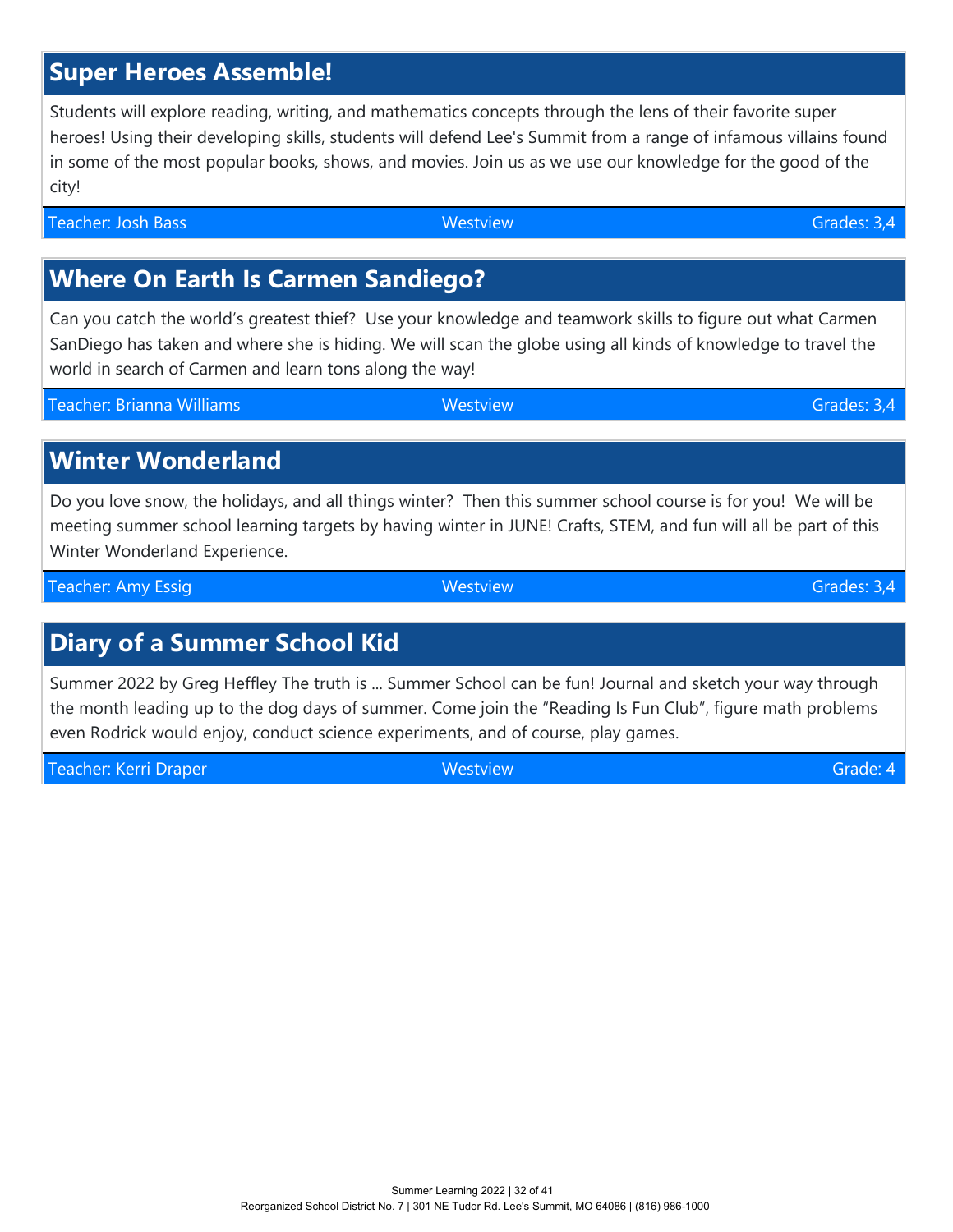## Super Heroes Assemble!

Students will explore reading, writing, and mathematics concepts through the lens of their favorite super heroes! Using their developing skills, students will defend Lee's Summit from a range of infamous villains found in some of the most popular books, shows, and movies. Join us as we use our knowledge for the good of the city!

Teacher: Josh Bass | Westview | Grades: 3,4

## Where On Earth Is Carmen Sandiego?

Can you catch the world's greatest thief? Use your knowledge and teamwork skills to figure out what Carmen SanDiego has taken and where she is hiding. We will scan the globe using all kinds of knowledge to travel the world in search of Carmen and learn tons along the way!

Teacher: Brianna Williams | Westview | Grades: 3,4

## Winter Wonderland

Do you love snow, the holidays, and all things winter? Then this summer school course is for you! We will be meeting summer school learning targets by having winter in JUNE! Crafts, STEM, and fun will all be part of this Winter Wonderland Experience.

Teacher: Amy Essig | Westview | Grades: 3,4

## Diary of a Summer School Kid

Summer 2022 by Greg Heffley The truth is ... Summer School can be fun! Journal and sketch your way through the month leading up to the dog days of summer. Come join the "Reading Is Fun Club", figure math problems even Rodrick would enjoy, conduct science experiments, and of course, play games.

Teacher: Kerri Draper | Westview | Grade: 4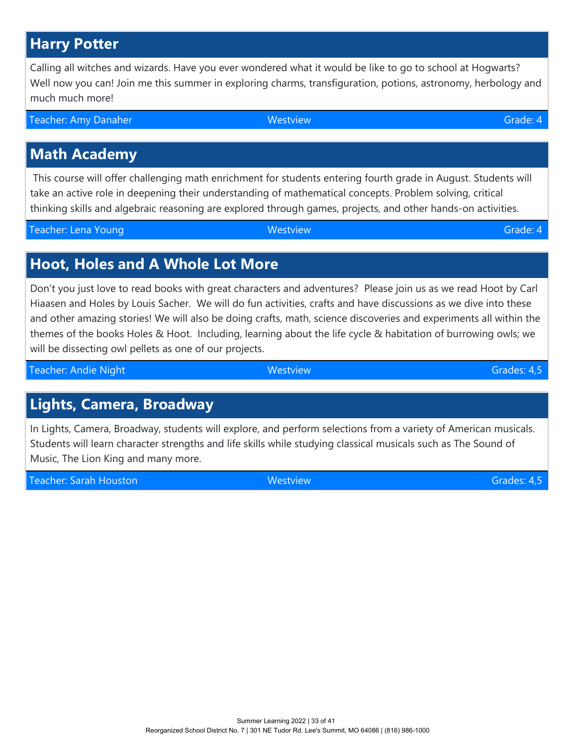## Harry Potter

Calling all witches and wizards. Have you ever wondered what it would be like to go to school at Hogwarts? Well now you can! Join me this summer in exploring charms, transfiguration, potions, astronomy, herbology and much much more!

Teacher: Amy Danaher | Westview | Grade: 4

## Math Academy

This course will offer challenging math enrichment for students entering fourth grade in August. Students will take an active role in deepening their understanding of mathematical concepts. Problem solving, critical thinking skills and algebraic reasoning are explored through games, projects, and other hands-on activities.

Teacher: Lena Young | Westview | Grade: 4

## Hoot, Holes and A Whole Lot More

Don't you just love to read books with great characters and adventures? Please join us as we read Hoot by Carl Hiaasen and Holes by Louis Sacher. We will do fun activities, crafts and have discussions as we dive into these and other amazing stories! We will also be doing crafts, math, science discoveries and experiments all within the themes of the books Holes & Hoot. Including, learning about the life cycle & habitation of burrowing owls; we will be dissecting owl pellets as one of our projects.

Teacher: Andie Night | Westview | Grades: 4,5

## Lights, Camera, Broadway

In Lights, Camera, Broadway, students will explore, and perform selections from a variety of American musicals. Students will learn character strengths and life skills while studying classical musicals such as The Sound of Music, The Lion King and many more.

Teacher: Sarah Houston | Westview | Grades: 4,5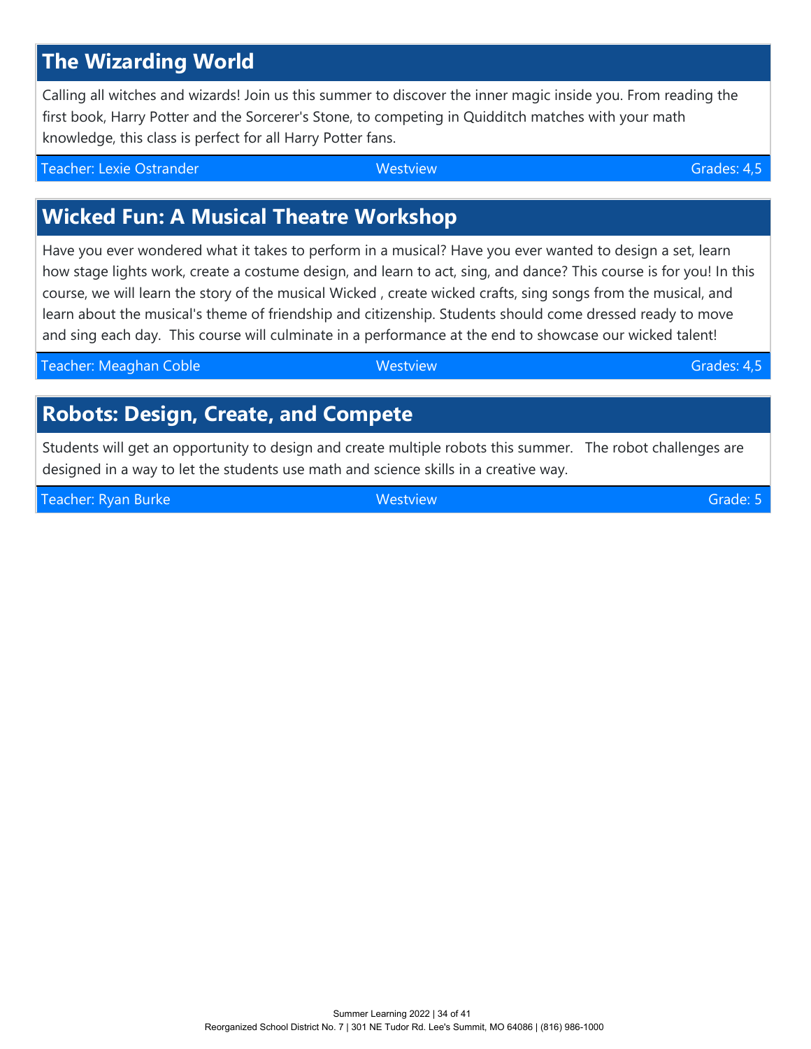## The Wizarding World

Calling all witches and wizards! Join us this summer to discover the inner magic inside you. From reading the first book, Harry Potter and the Sorcerer's Stone, to competing in Quidditch matches with your math knowledge, this class is perfect for all Harry Potter fans.

Teacher: Lexie Ostrander | Westview | Grades: 4,5

## Wicked Fun: A Musical Theatre Workshop

Have you ever wondered what it takes to perform in a musical? Have you ever wanted to design a set, learn how stage lights work, create a costume design, and learn to act, sing, and dance? This course is for you! In this course, we will learn the story of the musical Wicked , create wicked crafts, sing songs from the musical, and learn about the musical's theme of friendship and citizenship. Students should come dressed ready to move and sing each day. This course will culminate in a performance at the end to showcase our wicked talent!

Teacher: Meaghan Coble | Westview | Grades: 4,5

## Robots: Design, Create, and Compete

Students will get an opportunity to design and create multiple robots this summer. The robot challenges are designed in a way to let the students use math and science skills in a creative way.

Teacher: Ryan Burke | Westview | Grade: 5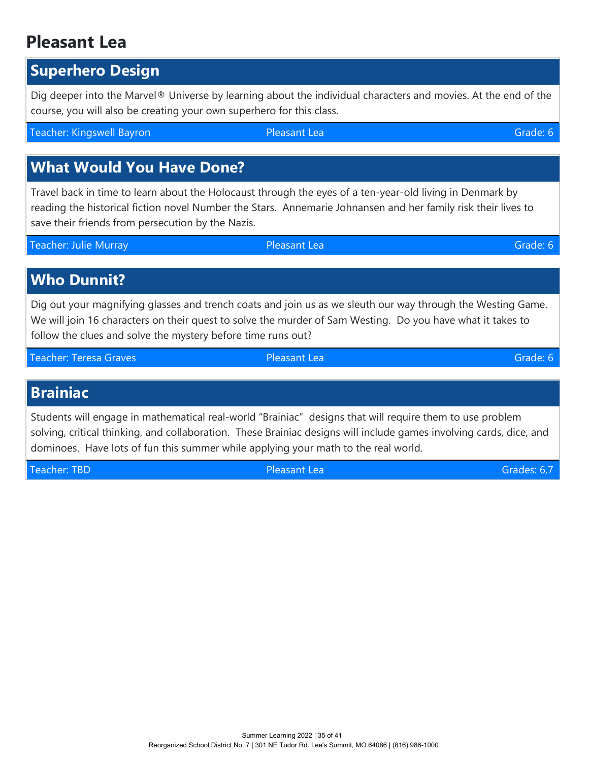# Pleasant Lea

## Superhero Design

Dig deeper into the Marvel® Universe by learning about the individual characters and movies. At the end of the course, you will also be creating your own superhero for this class.

Teacher: Kingswell Bayron | Pleasant Lea | Grade: 6

## What Would You Have Done?

Travel back in time to learn about the Holocaust through the eyes of a ten-year-old living in Denmark by reading the historical fiction novel Number the Stars. Annemarie Johnansen and her family risk their lives to save their friends from persecution by the Nazis.

Teacher: Julie Murray | Pleasant Lea | Grade: 6

## Who Dunnit?

Dig out your magnifying glasses and trench coats and join us as we sleuth our way through the Westing Game. We will join 16 characters on their quest to solve the murder of Sam Westing. Do you have what it takes to follow the clues and solve the mystery before time runs out?

Teacher: Teresa Graves | Pleasant Lea | Grade: 6

## Brainiac

Students will engage in mathematical real-world “Brainiac” designs that will require them to use problem solving, critical thinking, and collaboration. These Brainiac designs will include games involving cards, dice, and dominoes. Have lots of fun this summer while applying your math to the real world.

Teacher: TBD | Pleasant Lea | Grades: 6,7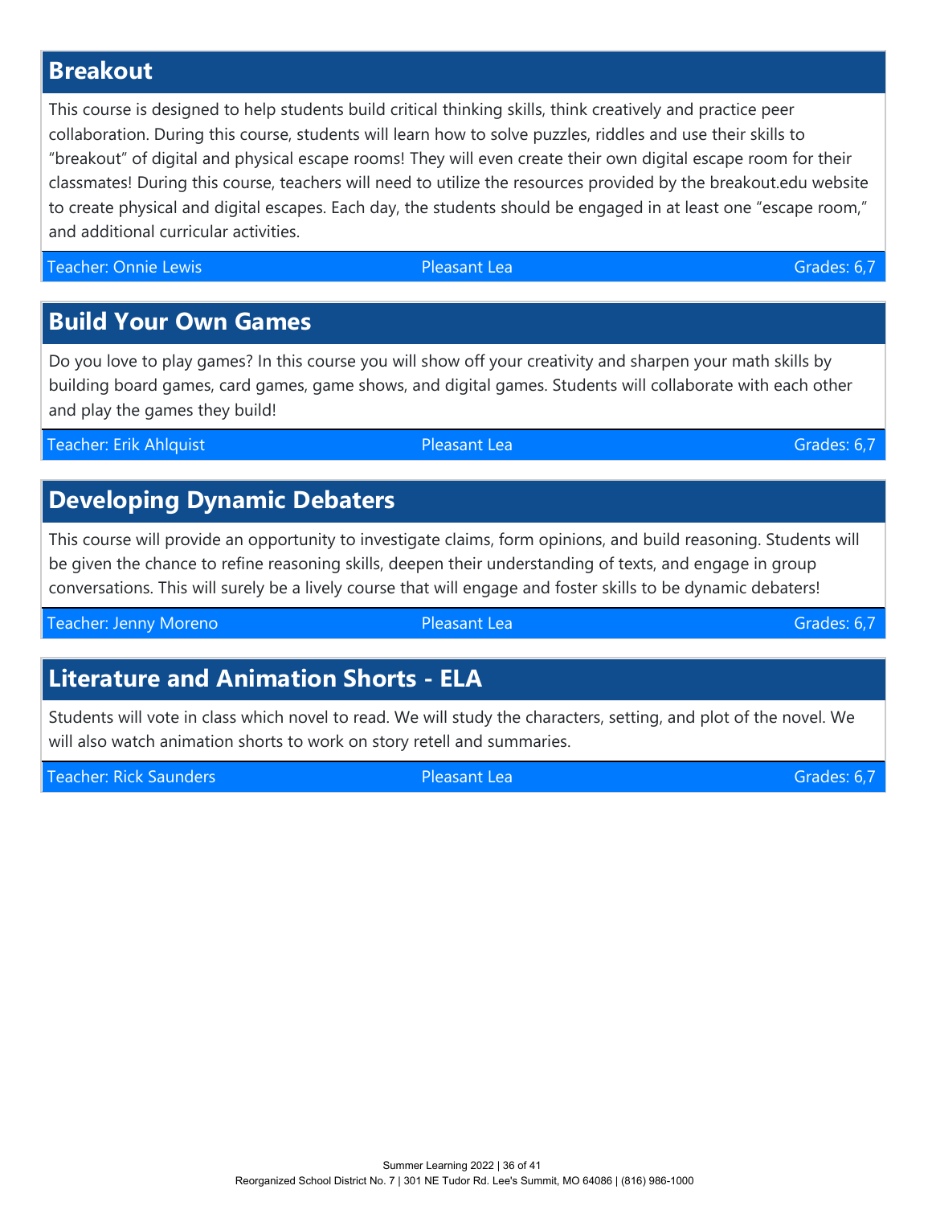## Breakout

This course is designed to help students build critical thinking skills, think creatively and practice peer collaboration. During this course, students will learn how to solve puzzles, riddles and use their skills to "breakout" of digital and physical escape rooms! They will even create their own digital escape room for their classmates! During this course, teachers will need to utilize the resources provided by the breakout.edu website to create physical and digital escapes. Each day, the students should be engaged in at least one "escape room," and additional curricular activities.

| Teacher: Onnie Lewis | Pleasant Lea | Grades: 6,7 |
|---|---|---|

## Build Your Own Games

Do you love to play games? In this course you will show off your creativity and sharpen your math skills by building board games, card games, game shows, and digital games. Students will collaborate with each other and play the games they build!

| Teacher: Erik Ahlquist | Pleasant Lea | Grades: 6,7 |
|---|---|---|

## Developing Dynamic Debaters

This course will provide an opportunity to investigate claims, form opinions, and build reasoning. Students will be given the chance to refine reasoning skills, deepen their understanding of texts, and engage in group conversations. This will surely be a lively course that will engage and foster skills to be dynamic debaters!

| Teacher: Jenny Moreno | Pleasant Lea | Grades: 6,7 |
|---|---|---|

## Literature and Animation Shorts - ELA

Students will vote in class which novel to read. We will study the characters, setting, and plot of the novel. We will also watch animation shorts to work on story retell and summaries.

| Teacher: Rick Saunders | Pleasant Lea | Grades: 6,7 |
|---|---|---|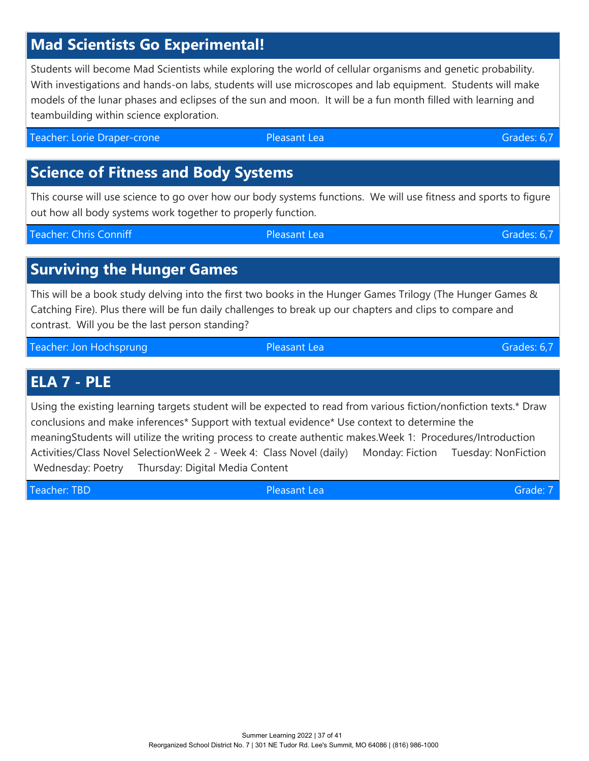## Mad Scientists Go Experimental!

Students will become Mad Scientists while exploring the world of cellular organisms and genetic probability. With investigations and hands-on labs, students will use microscopes and lab equipment. Students will make models of the lunar phases and eclipses of the sun and moon. It will be a fun month filled with learning and teambuilding within science exploration.

Teacher: Lorie Draper-crone | Pleasant Lea | Grades: 6,7

## Science of Fitness and Body Systems

This course will use science to go over how our body systems functions. We will use fitness and sports to figure out how all body systems work together to properly function.

Teacher: Chris Conniff | Pleasant Lea | Grades: 6,7

## Surviving the Hunger Games

This will be a book study delving into the first two books in the Hunger Games Trilogy (The Hunger Games & Catching Fire). Plus there will be fun daily challenges to break up our chapters and clips to compare and contrast. Will you be the last person standing?

Teacher: Jon Hochsprung | Pleasant Lea | Grades: 6,7

## ELA 7 - PLE

Using the existing learning targets student will be expected to read from various fiction/nonfiction texts.* Draw conclusions and make inferences* Support with textual evidence* Use context to determine the meaningStudents will utilize the writing process to create authentic makes.Week 1: Procedures/Introduction Activities/Class Novel SelectionWeek 2 - Week 4: Class Novel (daily) Monday: Fiction Tuesday: NonFiction Wednesday: Poetry Thursday: Digital Media Content

Teacher: TBD | Pleasant Lea | Grade: 7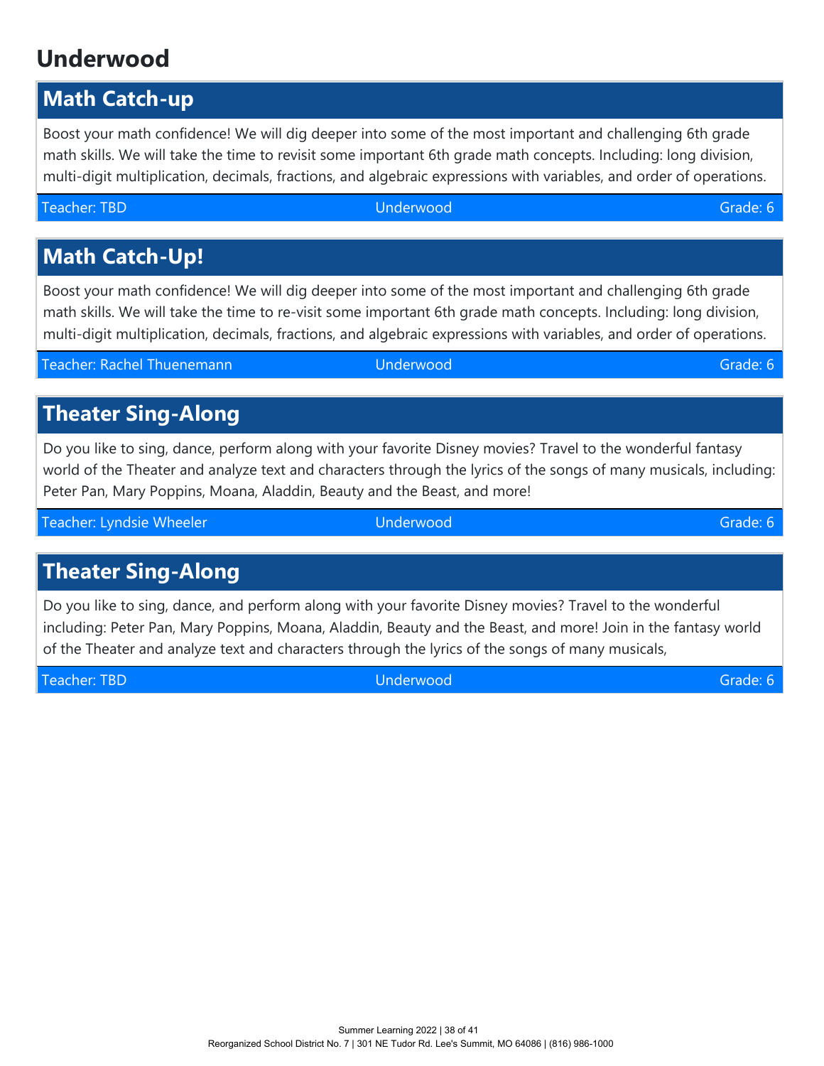# Underwood

## Math Catch-up

Boost your math confidence! We will dig deeper into some of the most important and challenging 6th grade math skills. We will take the time to revisit some important 6th grade math concepts. Including: long division, multi-digit multiplication, decimals, fractions, and algebraic expressions with variables, and order of operations.

Teacher: TBD | Underwood | Grade: 6

## Math Catch-Up!

Boost your math confidence! We will dig deeper into some of the most important and challenging 6th grade math skills. We will take the time to re-visit some important 6th grade math concepts. Including: long division, multi-digit multiplication, decimals, fractions, and algebraic expressions with variables, and order of operations.

Teacher: Rachel Thuenemann | Underwood | Grade: 6

## Theater Sing-Along

Do you like to sing, dance, perform along with your favorite Disney movies? Travel to the wonderful fantasy world of the Theater and analyze text and characters through the lyrics of the songs of many musicals, including: Peter Pan, Mary Poppins, Moana, Aladdin, Beauty and the Beast, and more!

Teacher: Lyndsie Wheeler | Underwood | Grade: 6

## Theater Sing-Along

Do you like to sing, dance, and perform along with your favorite Disney movies? Travel to the wonderful including: Peter Pan, Mary Poppins, Moana, Aladdin, Beauty and the Beast, and more! Join in the fantasy world of the Theater and analyze text and characters through the lyrics of the songs of many musicals,

Teacher: TBD | Underwood | Grade: 6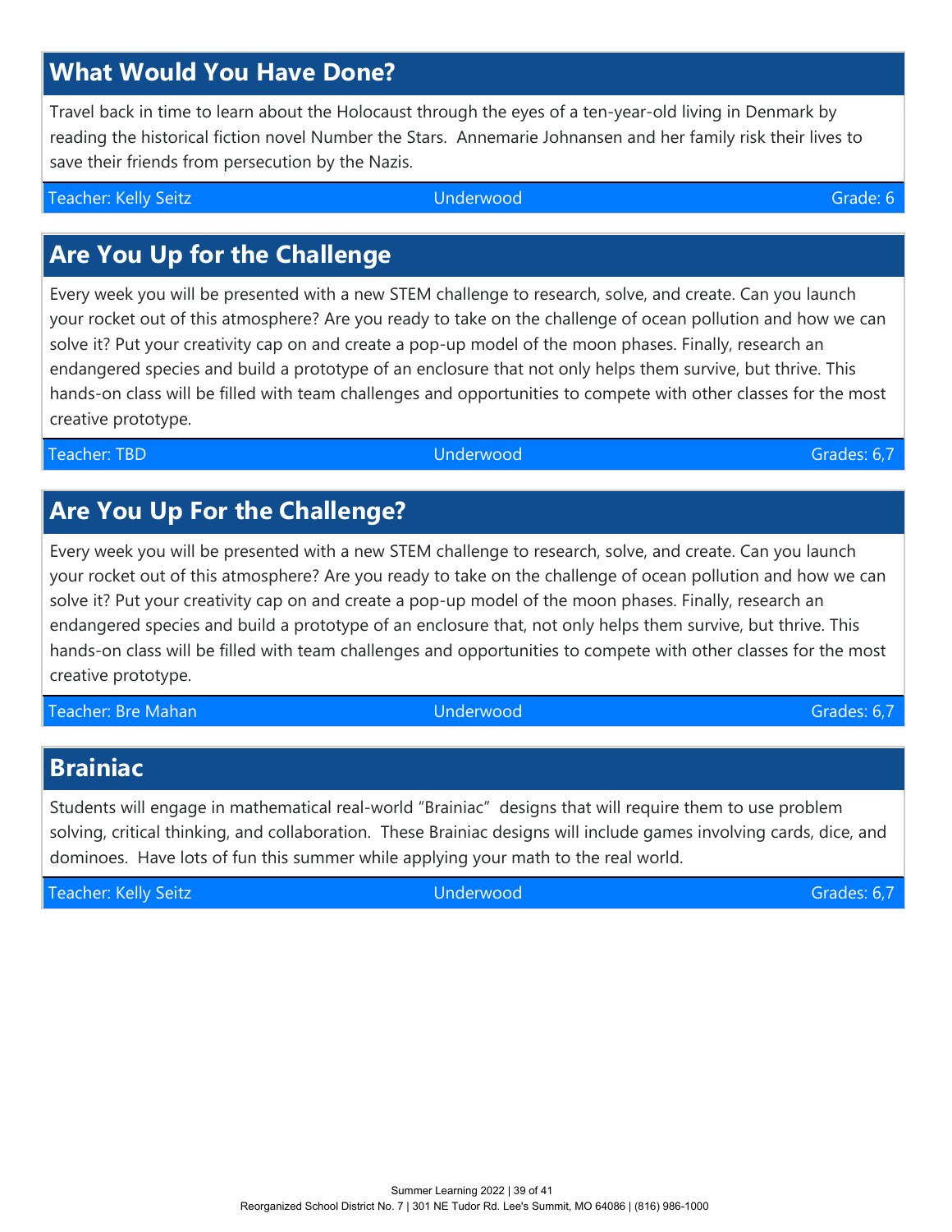## What Would You Have Done?

Travel back in time to learn about the Holocaust through the eyes of a ten-year-old living in Denmark by reading the historical fiction novel Number the Stars. Annemarie Johnansen and her family risk their lives to save their friends from persecution by the Nazis.

Teacher: Kelly Seitz | Underwood | Grade: 6

## Are You Up for the Challenge

Every week you will be presented with a new STEM challenge to research, solve, and create. Can you launch your rocket out of this atmosphere? Are you ready to take on the challenge of ocean pollution and how we can solve it? Put your creativity cap on and create a pop-up model of the moon phases. Finally, research an endangered species and build a prototype of an enclosure that not only helps them survive, but thrive. This hands-on class will be filled with team challenges and opportunities to compete with other classes for the most creative prototype.

Teacher: TBD | Underwood | Grades: 6,7

## Are You Up For the Challenge?

Every week you will be presented with a new STEM challenge to research, solve, and create. Can you launch your rocket out of this atmosphere? Are you ready to take on the challenge of ocean pollution and how we can solve it? Put your creativity cap on and create a pop-up model of the moon phases. Finally, research an endangered species and build a prototype of an enclosure that, not only helps them survive, but thrive. This hands-on class will be filled with team challenges and opportunities to compete with other classes for the most creative prototype.

Teacher: Bre Mahan | Underwood | Grades: 6,7

## Brainiac

Students will engage in mathematical real-world "Brainiac" designs that will require them to use problem solving, critical thinking, and collaboration. These Brainiac designs will include games involving cards, dice, and dominoes. Have lots of fun this summer while applying your math to the real world.

Teacher: Kelly Seitz | Underwood | Grades: 6,7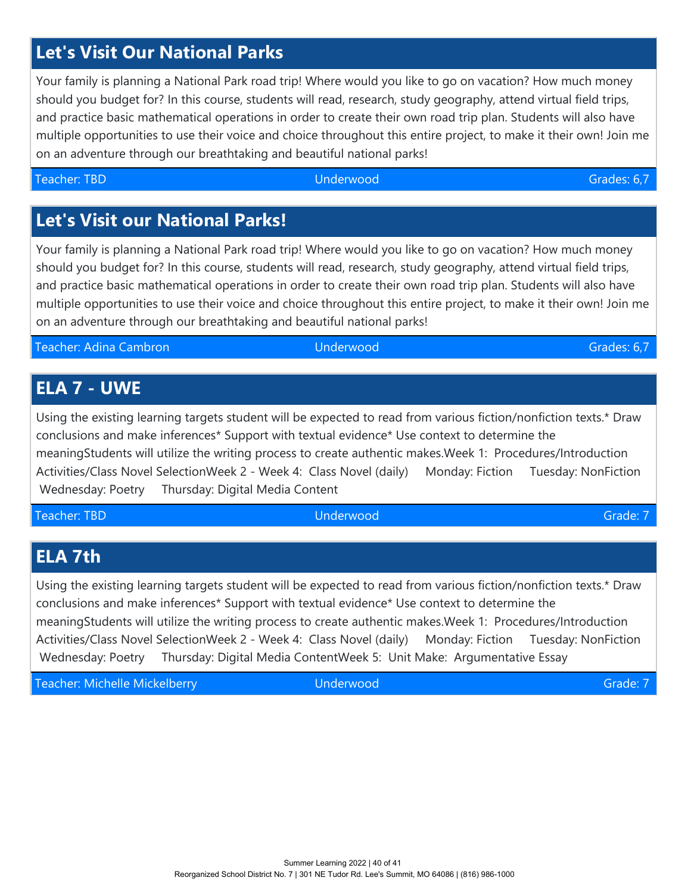## Let's Visit Our National Parks

Your family is planning a National Park road trip! Where would you like to go on vacation? How much money should you budget for? In this course, students will read, research, study geography, attend virtual field trips, and practice basic mathematical operations in order to create their own road trip plan. Students will also have multiple opportunities to use their voice and choice throughout this entire project, to make it their own! Join me on an adventure through our breathtaking and beautiful national parks!

Teacher: TBD | Underwood | Grades: 6,7

## Let's Visit our National Parks!

Your family is planning a National Park road trip! Where would you like to go on vacation? How much money should you budget for? In this course, students will read, research, study geography, attend virtual field trips, and practice basic mathematical operations in order to create their own road trip plan. Students will also have multiple opportunities to use their voice and choice throughout this entire project, to make it their own! Join me on an adventure through our breathtaking and beautiful national parks!

Teacher: Adina Cambron | Underwood | Grades: 6,7

## ELA 7 - UWE

Using the existing learning targets student will be expected to read from various fiction/nonfiction texts.* Draw conclusions and make inferences* Support with textual evidence* Use context to determine the meaningStudents will utilize the writing process to create authentic makes.Week 1: Procedures/Introduction Activities/Class Novel SelectionWeek 2 - Week 4: Class Novel (daily) Monday: Fiction Tuesday: NonFiction Wednesday: Poetry Thursday: Digital Media Content

Teacher: TBD | Underwood | Grade: 7

## ELA 7th

Using the existing learning targets student will be expected to read from various fiction/nonfiction texts.* Draw conclusions and make inferences* Support with textual evidence* Use context to determine the meaningStudents will utilize the writing process to create authentic makes.Week 1: Procedures/Introduction Activities/Class Novel SelectionWeek 2 - Week 4: Class Novel (daily) Monday: Fiction Tuesday: NonFiction Wednesday: Poetry Thursday: Digital Media ContentWeek 5: Unit Make: Argumentative Essay

Teacher: Michelle Mickelberry | Underwood | Grade: 7